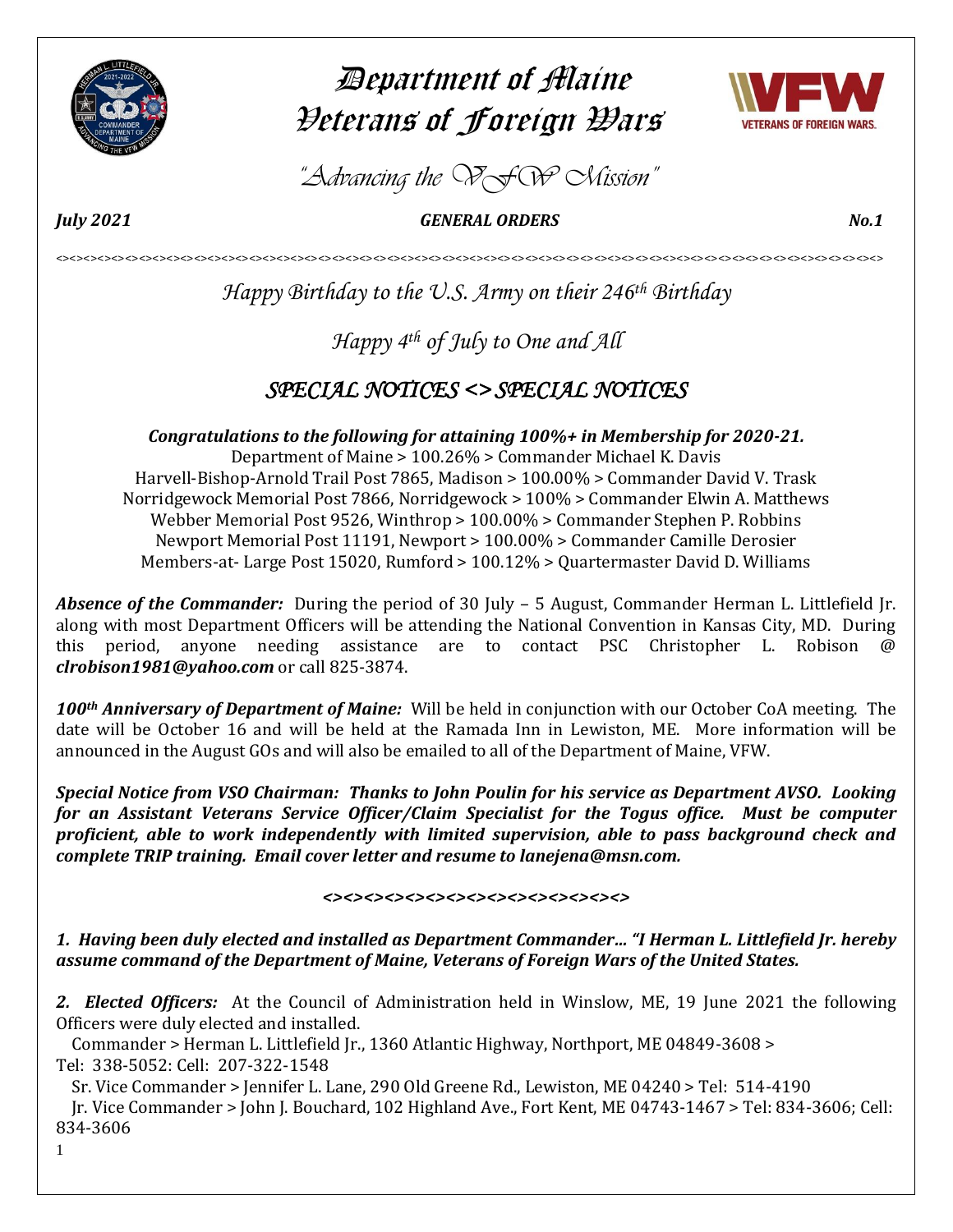# Department of Maine Veterans of Foreign Wars

*"Advancing the VFW Mission"*

***July 2021*** ***GENERAL ORDERS*** ***No.1***

<><><><><><><><><><><><><><><><><><><><><><><><><><><><><><><><><><><><><><><><><><><><><><><><><><><><>

*Happy Birthday to the U.S. Army on their 246th Birthday*

*Happy 4th of July to One and All*

## *SPECIAL NOTICES <> SPECIAL NOTICES*

***Congratulations to the following for attaining 100%+ in Membership for 2020-21.***

Department of Maine > 100.26% > Commander Michael K. Davis
Harvell-Bishop-Arnold Trail Post 7865, Madison > 100.00% > Commander David V. Trask
Norridgewock Memorial Post 7866, Norridgewock > 100% > Commander Elwin A. Matthews
Webber Memorial Post 9526, Winthrop > 100.00% > Commander Stephen P. Robbins
Newport Memorial Post 11191, Newport > 100.00% > Commander Camille Derosier
Members-at- Large Post 15020, Rumford > 100.12% > Quartermaster David D. Williams

***Absence of the Commander:*** During the period of 30 July – 5 August, Commander Herman L. Littlefield Jr. along with most Department Officers will be attending the National Convention in Kansas City, MD. During this period, anyone needing assistance are to contact PSC Christopher L. Robison @ ***clrobison1981@yahoo.com*** or call 825-3874.

***100th Anniversary of Department of Maine:*** Will be held in conjunction with our October CoA meeting. The date will be October 16 and will be held at the Ramada Inn in Lewiston, ME. More information will be announced in the August GOs and will also be emailed to all of the Department of Maine, VFW.

***Special Notice from VSO Chairman: Thanks to John Poulin for his service as Department AVSO. Looking for an Assistant Veterans Service Officer/Claim Specialist for the Togus office. Must be computer proficient, able to work independently with limited supervision, able to pass background check and complete TRIP training. Email cover letter and resume to lanejena@msn.com.***

***<><><><><><><><><><><><><><><>***

***1. Having been duly elected and installed as Department Commander… "I Herman L. Littlefield Jr. hereby assume command of the Department of Maine, Veterans of Foreign Wars of the United States.***

***2. Elected Officers:*** At the Council of Administration held in Winslow, ME, 19 June 2021 the following Officers were duly elected and installed.

Commander > Herman L. Littlefield Jr., 1360 Atlantic Highway, Northport, ME 04849-3608 > Tel: 338-5052: Cell: 207-322-1548

Sr. Vice Commander > Jennifer L. Lane, 290 Old Greene Rd., Lewiston, ME 04240 > Tel: 514-4190

Jr. Vice Commander > John J. Bouchard, 102 Highland Ave., Fort Kent, ME 04743-1467 > Tel: 834-3606; Cell: 834-3606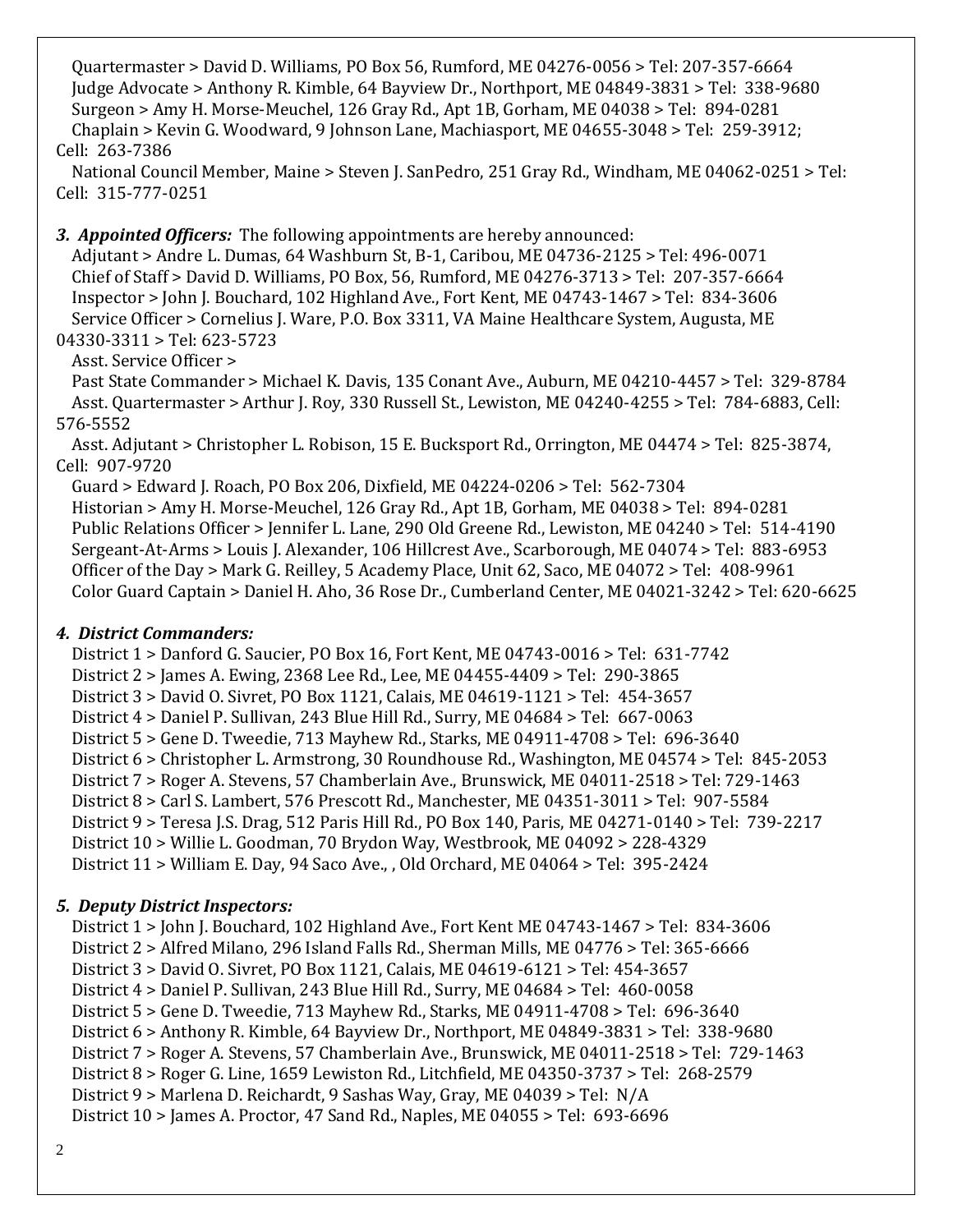Quartermaster > David D. Williams, PO Box 56, Rumford, ME 04276-0056 > Tel: 207-357-6664
Judge Advocate > Anthony R. Kimble, 64 Bayview Dr., Northport, ME 04849-3831 > Tel: 338-9680
Surgeon > Amy H. Morse-Meuchel, 126 Gray Rd., Apt 1B, Gorham, ME 04038 > Tel: 894-0281
Chaplain > Kevin G. Woodward, 9 Johnson Lane, Machiasport, ME 04655-3048 > Tel: 259-3912; Cell: 263-7386
National Council Member, Maine > Steven J. SanPedro, 251 Gray Rd., Windham, ME 04062-0251 > Tel: Cell: 315-777-0251

***3. Appointed Officers:*** The following appointments are hereby announced:

Adjutant > Andre L. Dumas, 64 Washburn St, B-1, Caribou, ME 04736-2125 > Tel: 496-0071
Chief of Staff > David D. Williams, PO Box, 56, Rumford, ME 04276-3713 > Tel: 207-357-6664
Inspector > John J. Bouchard, 102 Highland Ave., Fort Kent, ME 04743-1467 > Tel: 834-3606
Service Officer > Cornelius J. Ware, P.O. Box 3311, VA Maine Healthcare System, Augusta, ME 04330-3311 > Tel: 623-5723
Asst. Service Officer >
Past State Commander > Michael K. Davis, 135 Conant Ave., Auburn, ME 04210-4457 > Tel: 329-8784
Asst. Quartermaster > Arthur J. Roy, 330 Russell St., Lewiston, ME 04240-4255 > Tel: 784-6883, Cell: 576-5552
Asst. Adjutant > Christopher L. Robison, 15 E. Bucksport Rd., Orrington, ME 04474 > Tel: 825-3874, Cell: 907-9720
Guard > Edward J. Roach, PO Box 206, Dixfield, ME 04224-0206 > Tel: 562-7304
Historian > Amy H. Morse-Meuchel, 126 Gray Rd., Apt 1B, Gorham, ME 04038 > Tel: 894-0281
Public Relations Officer > Jennifer L. Lane, 290 Old Greene Rd., Lewiston, ME 04240 > Tel: 514-4190
Sergeant-At-Arms > Louis J. Alexander, 106 Hillcrest Ave., Scarborough, ME 04074 > Tel: 883-6953
Officer of the Day > Mark G. Reilley, 5 Academy Place, Unit 62, Saco, ME 04072 > Tel: 408-9961
Color Guard Captain > Daniel H. Aho, 36 Rose Dr., Cumberland Center, ME 04021-3242 > Tel: 620-6625

***4. District Commanders:***

District 1 > Danford G. Saucier, PO Box 16, Fort Kent, ME 04743-0016 > Tel: 631-7742
District 2 > James A. Ewing, 2368 Lee Rd., Lee, ME 04455-4409 > Tel: 290-3865
District 3 > David O. Sivret, PO Box 1121, Calais, ME 04619-1121 > Tel: 454-3657
District 4 > Daniel P. Sullivan, 243 Blue Hill Rd., Surry, ME 04684 > Tel: 667-0063
District 5 > Gene D. Tweedie, 713 Mayhew Rd., Starks, ME 04911-4708 > Tel: 696-3640
District 6 > Christopher L. Armstrong, 30 Roundhouse Rd., Washington, ME 04574 > Tel: 845-2053
District 7 > Roger A. Stevens, 57 Chamberlain Ave., Brunswick, ME 04011-2518 > Tel: 729-1463
District 8 > Carl S. Lambert, 576 Prescott Rd., Manchester, ME 04351-3011 > Tel: 907-5584
District 9 > Teresa J.S. Drag, 512 Paris Hill Rd., PO Box 140, Paris, ME 04271-0140 > Tel: 739-2217
District 10 > Willie L. Goodman, 70 Brydon Way, Westbrook, ME 04092 > 228-4329
District 11 > William E. Day, 94 Saco Ave., , Old Orchard, ME 04064 > Tel: 395-2424

***5. Deputy District Inspectors:***

District 1 > John J. Bouchard, 102 Highland Ave., Fort Kent ME 04743-1467 > Tel: 834-3606
District 2 > Alfred Milano, 296 Island Falls Rd., Sherman Mills, ME 04776 > Tel: 365-6666
District 3 > David O. Sivret, PO Box 1121, Calais, ME 04619-6121 > Tel: 454-3657
District 4 > Daniel P. Sullivan, 243 Blue Hill Rd., Surry, ME 04684 > Tel: 460-0058
District 5 > Gene D. Tweedie, 713 Mayhew Rd., Starks, ME 04911-4708 > Tel: 696-3640
District 6 > Anthony R. Kimble, 64 Bayview Dr., Northport, ME 04849-3831 > Tel: 338-9680
District 7 > Roger A. Stevens, 57 Chamberlain Ave., Brunswick, ME 04011-2518 > Tel: 729-1463
District 8 > Roger G. Line, 1659 Lewiston Rd., Litchfield, ME 04350-3737 > Tel: 268-2579
District 9 > Marlena D. Reichardt, 9 Sashas Way, Gray, ME 04039 > Tel: N/A
District 10 > James A. Proctor, 47 Sand Rd., Naples, ME 04055 > Tel: 693-6696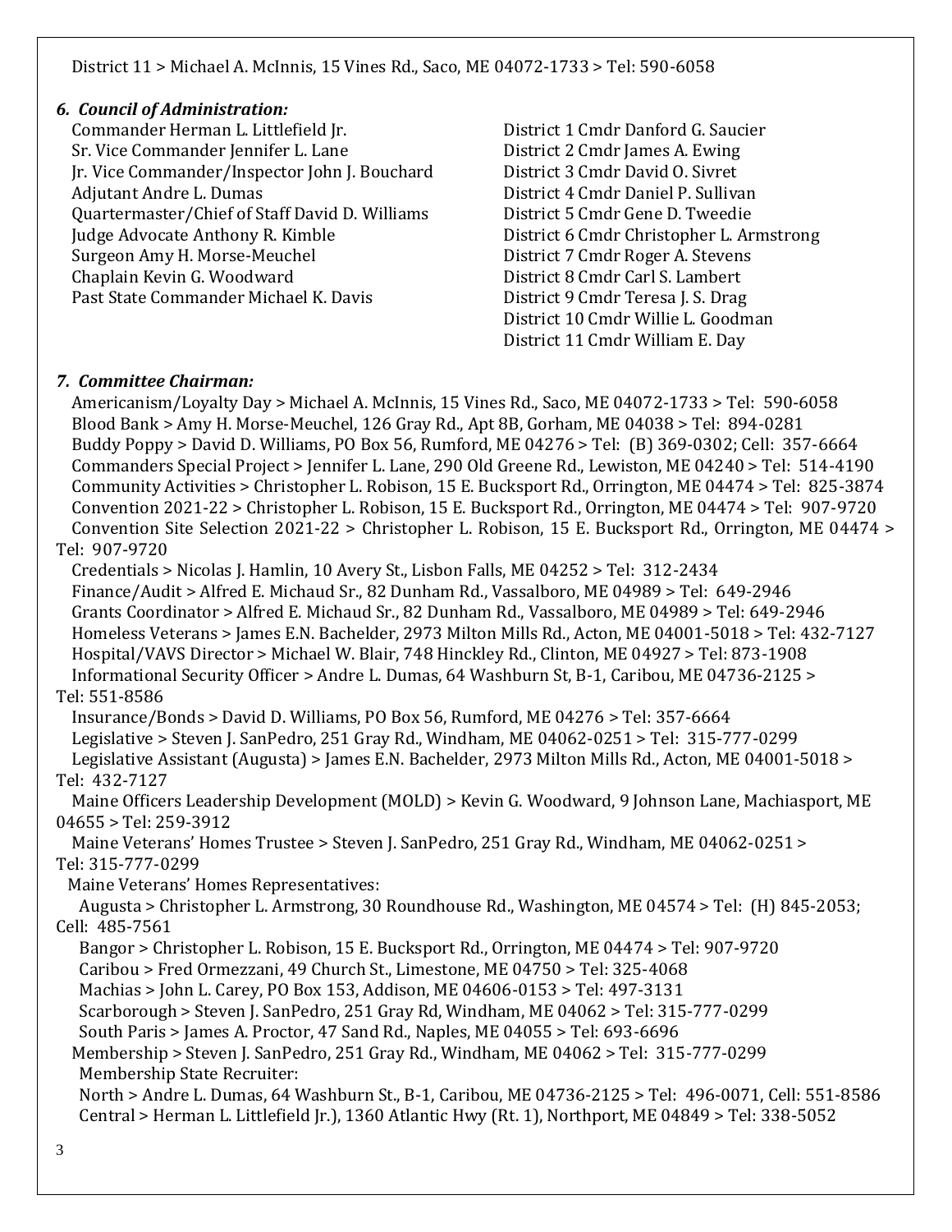District 11 > Michael A. McInnis, 15 Vines Rd., Saco, ME 04072-1733 > Tel: 590-6058

### *6. Council of Administration:*

Commander Herman L. Littlefield Jr.
Sr. Vice Commander Jennifer L. Lane
Jr. Vice Commander/Inspector John J. Bouchard
Adjutant Andre L. Dumas
Quartermaster/Chief of Staff David D. Williams
Judge Advocate Anthony R. Kimble
Surgeon Amy H. Morse-Meuchel
Chaplain Kevin G. Woodward
Past State Commander Michael K. Davis

District 1 Cmdr Danford G. Saucier
District 2 Cmdr James A. Ewing
District 3 Cmdr David O. Sivret
District 4 Cmdr Daniel P. Sullivan
District 5 Cmdr Gene D. Tweedie
District 6 Cmdr Christopher L. Armstrong
District 7 Cmdr Roger A. Stevens
District 8 Cmdr Carl S. Lambert
District 9 Cmdr Teresa J. S. Drag
District 10 Cmdr Willie L. Goodman
District 11 Cmdr William E. Day

### *7. Committee Chairman:*

Americanism/Loyalty Day > Michael A. McInnis, 15 Vines Rd., Saco, ME 04072-1733 > Tel: 590-6058
Blood Bank > Amy H. Morse-Meuchel, 126 Gray Rd., Apt 8B, Gorham, ME 04038 > Tel: 894-0281
Buddy Poppy > David D. Williams, PO Box 56, Rumford, ME 04276 > Tel: (B) 369-0302; Cell: 357-6664
Commanders Special Project > Jennifer L. Lane, 290 Old Greene Rd., Lewiston, ME 04240 > Tel: 514-4190
Community Activities > Christopher L. Robison, 15 E. Bucksport Rd., Orrington, ME 04474 > Tel: 825-3874
Convention 2021-22 > Christopher L. Robison, 15 E. Bucksport Rd., Orrington, ME 04474 > Tel: 907-9720
Convention Site Selection 2021-22 > Christopher L. Robison, 15 E. Bucksport Rd., Orrington, ME 04474 > Tel: 907-9720
Credentials > Nicolas J. Hamlin, 10 Avery St., Lisbon Falls, ME 04252 > Tel: 312-2434
Finance/Audit > Alfred E. Michaud Sr., 82 Dunham Rd., Vassalboro, ME 04989 > Tel: 649-2946
Grants Coordinator > Alfred E. Michaud Sr., 82 Dunham Rd., Vassalboro, ME 04989 > Tel: 649-2946
Homeless Veterans > James E.N. Bachelder, 2973 Milton Mills Rd., Acton, ME 04001-5018 > Tel: 432-7127
Hospital/VAVS Director > Michael W. Blair, 748 Hinckley Rd., Clinton, ME 04927 > Tel: 873-1908
Informational Security Officer > Andre L. Dumas, 64 Washburn St, B-1, Caribou, ME 04736-2125 > Tel: 551-8586
Insurance/Bonds > David D. Williams, PO Box 56, Rumford, ME 04276 > Tel: 357-6664
Legislative > Steven J. SanPedro, 251 Gray Rd., Windham, ME 04062-0251 > Tel: 315-777-0299
Legislative Assistant (Augusta) > James E.N. Bachelder, 2973 Milton Mills Rd., Acton, ME 04001-5018 > Tel: 432-7127
Maine Officers Leadership Development (MOLD) > Kevin G. Woodward, 9 Johnson Lane, Machiasport, ME 04655 > Tel: 259-3912
Maine Veterans' Homes Trustee > Steven J. SanPedro, 251 Gray Rd., Windham, ME 04062-0251 > Tel: 315-777-0299
Maine Veterans' Homes Representatives:
- Augusta > Christopher L. Armstrong, 30 Roundhouse Rd., Washington, ME 04574 > Tel: (H) 845-2053; Cell: 485-7561
- Bangor > Christopher L. Robison, 15 E. Bucksport Rd., Orrington, ME 04474 > Tel: 907-9720
- Caribou > Fred Ormezzani, 49 Church St., Limestone, ME 04750 > Tel: 325-4068
- Machias > John L. Carey, PO Box 153, Addison, ME 04606-0153 > Tel: 497-3131
- Scarborough > Steven J. SanPedro, 251 Gray Rd, Windham, ME 04062 > Tel: 315-777-0299
- South Paris > James A. Proctor, 47 Sand Rd., Naples, ME 04055 > Tel: 693-6696

Membership > Steven J. SanPedro, 251 Gray Rd., Windham, ME 04062 > Tel: 315-777-0299
Membership State Recruiter:
- North > Andre L. Dumas, 64 Washburn St., B-1, Caribou, ME 04736-2125 > Tel: 496-0071, Cell: 551-8586
- Central > Herman L. Littlefield Jr.), 1360 Atlantic Hwy (Rt. 1), Northport, ME 04849 > Tel: 338-5052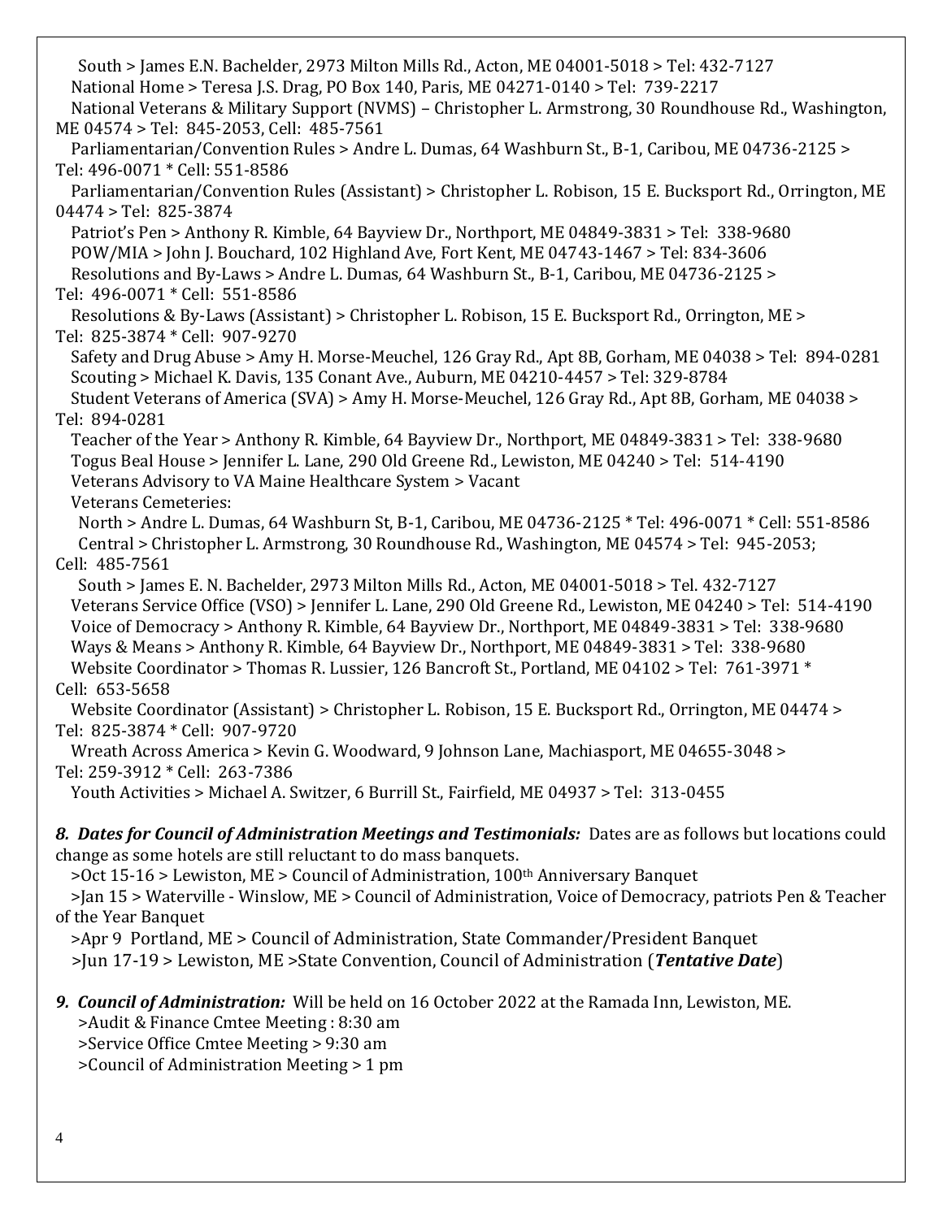South > James E.N. Bachelder, 2973 Milton Mills Rd., Acton, ME 04001-5018 > Tel: 432-7127

National Home > Teresa J.S. Drag, PO Box 140, Paris, ME 04271-0140 > Tel: 739-2217

National Veterans & Military Support (NVMS) – Christopher L. Armstrong, 30 Roundhouse Rd., Washington, ME 04574 > Tel: 845-2053, Cell: 485-7561

Parliamentarian/Convention Rules > Andre L. Dumas, 64 Washburn St., B-1, Caribou, ME 04736-2125 > Tel: 496-0071 * Cell: 551-8586

Parliamentarian/Convention Rules (Assistant) > Christopher L. Robison, 15 E. Bucksport Rd., Orrington, ME 04474 > Tel: 825-3874

Patriot's Pen > Anthony R. Kimble, 64 Bayview Dr., Northport, ME 04849-3831 > Tel: 338-9680

POW/MIA > John J. Bouchard, 102 Highland Ave, Fort Kent, ME 04743-1467 > Tel: 834-3606

Resolutions and By-Laws > Andre L. Dumas, 64 Washburn St., B-1, Caribou, ME 04736-2125 > Tel: 496-0071 * Cell: 551-8586

Resolutions & By-Laws (Assistant) > Christopher L. Robison, 15 E. Bucksport Rd., Orrington, ME > Tel: 825-3874 * Cell: 907-9270

Safety and Drug Abuse > Amy H. Morse-Meuchel, 126 Gray Rd., Apt 8B, Gorham, ME 04038 > Tel: 894-0281

Scouting > Michael K. Davis, 135 Conant Ave., Auburn, ME 04210-4457 > Tel: 329-8784

Student Veterans of America (SVA) > Amy H. Morse-Meuchel, 126 Gray Rd., Apt 8B, Gorham, ME 04038 > Tel: 894-0281

Teacher of the Year > Anthony R. Kimble, 64 Bayview Dr., Northport, ME 04849-3831 > Tel: 338-9680

Togus Beal House > Jennifer L. Lane, 290 Old Greene Rd., Lewiston, ME 04240 > Tel: 514-4190

Veterans Advisory to VA Maine Healthcare System > Vacant

Veterans Cemeteries:

North > Andre L. Dumas, 64 Washburn St, B-1, Caribou, ME 04736-2125 * Tel: 496-0071 * Cell: 551-8586

Central > Christopher L. Armstrong, 30 Roundhouse Rd., Washington, ME 04574 > Tel: 945-2053; Cell: 485-7561

South > James E. N. Bachelder, 2973 Milton Mills Rd., Acton, ME 04001-5018 > Tel. 432-7127

Veterans Service Office (VSO) > Jennifer L. Lane, 290 Old Greene Rd., Lewiston, ME 04240 > Tel: 514-4190

Voice of Democracy > Anthony R. Kimble, 64 Bayview Dr., Northport, ME 04849-3831 > Tel: 338-9680

Ways & Means > Anthony R. Kimble, 64 Bayview Dr., Northport, ME 04849-3831 > Tel: 338-9680

Website Coordinator > Thomas R. Lussier, 126 Bancroft St., Portland, ME 04102 > Tel: 761-3971 * Cell: 653-5658

Website Coordinator (Assistant) > Christopher L. Robison, 15 E. Bucksport Rd., Orrington, ME 04474 > Tel: 825-3874 * Cell: 907-9720

Wreath Across America > Kevin G. Woodward, 9 Johnson Lane, Machiasport, ME 04655-3048 > Tel: 259-3912 * Cell: 263-7386

Youth Activities > Michael A. Switzer, 6 Burrill St., Fairfield, ME 04937 > Tel: 313-0455

***8. Dates for Council of Administration Meetings and Testimonials:*** Dates are as follows but locations could change as some hotels are still reluctant to do mass banquets.

>Oct 15-16 > Lewiston, ME > Council of Administration, 100th Anniversary Banquet

>Jan 15 > Waterville - Winslow, ME > Council of Administration, Voice of Democracy, patriots Pen & Teacher of the Year Banquet

>Apr 9 Portland, ME > Council of Administration, State Commander/President Banquet

>Jun 17-19 > Lewiston, ME >State Convention, Council of Administration (***Tentative Date***)

***9. Council of Administration:*** Will be held on 16 October 2022 at the Ramada Inn, Lewiston, ME.

>Audit & Finance Cmtee Meeting : 8:30 am

>Service Office Cmtee Meeting > 9:30 am

>Council of Administration Meeting > 1 pm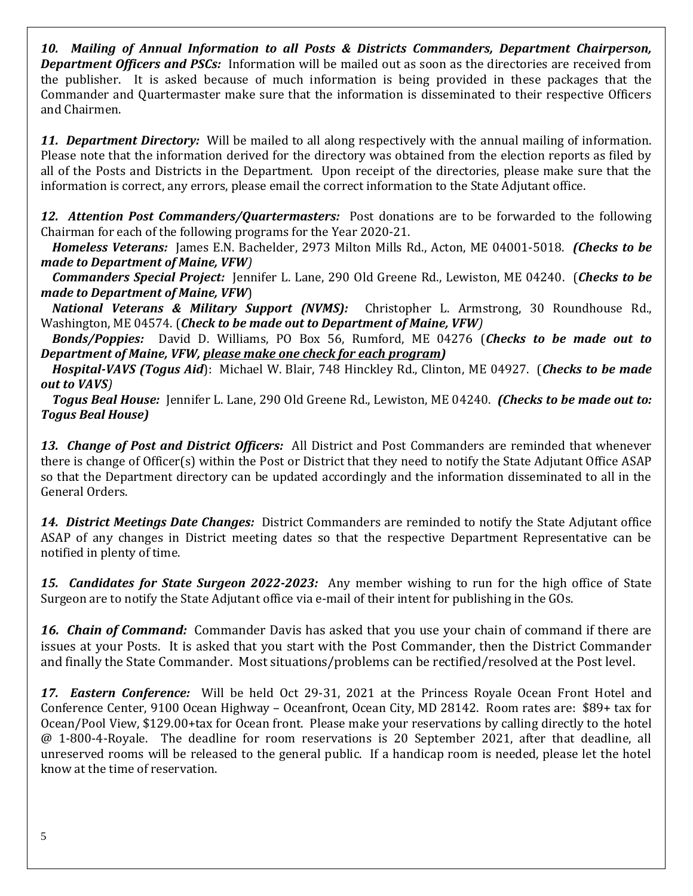***10. Mailing of Annual Information to all Posts & Districts Commanders, Department Chairperson, Department Officers and PSCs:*** Information will be mailed out as soon as the directories are received from the publisher. It is asked because of much information is being provided in these packages that the Commander and Quartermaster make sure that the information is disseminated to their respective Officers and Chairmen.

***11. Department Directory:*** Will be mailed to all along respectively with the annual mailing of information. Please note that the information derived for the directory was obtained from the election reports as filed by all of the Posts and Districts in the Department. Upon receipt of the directories, please make sure that the information is correct, any errors, please email the correct information to the State Adjutant office.

***12. Attention Post Commanders/Quartermasters:*** Post donations are to be forwarded to the following Chairman for each of the following programs for the Year 2020-21.

***Homeless Veterans:*** James E.N. Bachelder, 2973 Milton Mills Rd., Acton, ME 04001-5018. ***(Checks to be made to Department of Maine, VFW)***

***Commanders Special Project:*** Jennifer L. Lane, 290 Old Greene Rd., Lewiston, ME 04240. (***Checks to be made to Department of Maine, VFW***)

***National Veterans & Military Support (NVMS):*** Christopher L. Armstrong, 30 Roundhouse Rd., Washington, ME 04574. (***Check to be made out to Department of Maine, VFW)***

***Bonds/Poppies:*** David D. Williams, PO Box 56, Rumford, ME 04276 (***Checks to be made out to Department of Maine, VFW, please make one check for each program)***

***Hospital-VAVS (Togus Aid***): Michael W. Blair, 748 Hinckley Rd., Clinton, ME 04927. (***Checks to be made out to VAVS)***

***Togus Beal House:*** Jennifer L. Lane, 290 Old Greene Rd., Lewiston, ME 04240. ***(Checks to be made out to: Togus Beal House)***

***13. Change of Post and District Officers:*** All District and Post Commanders are reminded that whenever there is change of Officer(s) within the Post or District that they need to notify the State Adjutant Office ASAP so that the Department directory can be updated accordingly and the information disseminated to all in the General Orders.

***14. District Meetings Date Changes:*** District Commanders are reminded to notify the State Adjutant office ASAP of any changes in District meeting dates so that the respective Department Representative can be notified in plenty of time.

***15. Candidates for State Surgeon 2022-2023:*** Any member wishing to run for the high office of State Surgeon are to notify the State Adjutant office via e-mail of their intent for publishing in the GOs.

***16. Chain of Command:*** Commander Davis has asked that you use your chain of command if there are issues at your Posts. It is asked that you start with the Post Commander, then the District Commander and finally the State Commander. Most situations/problems can be rectified/resolved at the Post level.

***17. Eastern Conference:*** Will be held Oct 29-31, 2021 at the Princess Royale Ocean Front Hotel and Conference Center, 9100 Ocean Highway – Oceanfront, Ocean City, MD 28142. Room rates are: $89+ tax for Ocean/Pool View, $129.00+tax for Ocean front. Please make your reservations by calling directly to the hotel @ 1-800-4-Royale. The deadline for room reservations is 20 September 2021, after that deadline, all unreserved rooms will be released to the general public. If a handicap room is needed, please let the hotel know at the time of reservation.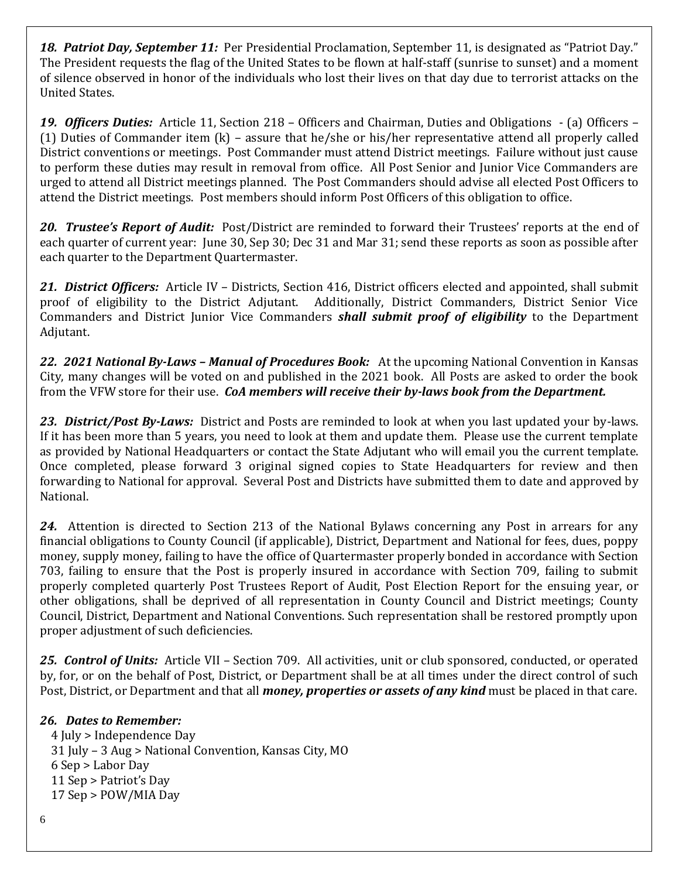***18. Patriot Day, September 11:*** Per Presidential Proclamation, September 11, is designated as "Patriot Day." The President requests the flag of the United States to be flown at half-staff (sunrise to sunset) and a moment of silence observed in honor of the individuals who lost their lives on that day due to terrorist attacks on the United States.

***19. Officers Duties:*** Article 11, Section 218 – Officers and Chairman, Duties and Obligations - (a) Officers – (1) Duties of Commander item (k) – assure that he/she or his/her representative attend all properly called District conventions or meetings. Post Commander must attend District meetings. Failure without just cause to perform these duties may result in removal from office. All Post Senior and Junior Vice Commanders are urged to attend all District meetings planned. The Post Commanders should advise all elected Post Officers to attend the District meetings. Post members should inform Post Officers of this obligation to office.

***20. Trustee's Report of Audit:*** Post/District are reminded to forward their Trustees' reports at the end of each quarter of current year: June 30, Sep 30; Dec 31 and Mar 31; send these reports as soon as possible after each quarter to the Department Quartermaster.

***21. District Officers:*** Article IV – Districts, Section 416, District officers elected and appointed, shall submit proof of eligibility to the District Adjutant. Additionally, District Commanders, District Senior Vice Commanders and District Junior Vice Commanders ***shall submit proof of eligibility*** to the Department Adjutant.

***22. 2021 National By-Laws – Manual of Procedures Book:*** At the upcoming National Convention in Kansas City, many changes will be voted on and published in the 2021 book. All Posts are asked to order the book from the VFW store for their use. ***CoA members will receive their by-laws book from the Department.***

***23. District/Post By-Laws:*** District and Posts are reminded to look at when you last updated your by-laws. If it has been more than 5 years, you need to look at them and update them. Please use the current template as provided by National Headquarters or contact the State Adjutant who will email you the current template. Once completed, please forward 3 original signed copies to State Headquarters for review and then forwarding to National for approval. Several Post and Districts have submitted them to date and approved by National.

***24.*** Attention is directed to Section 213 of the National Bylaws concerning any Post in arrears for any financial obligations to County Council (if applicable), District, Department and National for fees, dues, poppy money, supply money, failing to have the office of Quartermaster properly bonded in accordance with Section 703, failing to ensure that the Post is properly insured in accordance with Section 709, failing to submit properly completed quarterly Post Trustees Report of Audit, Post Election Report for the ensuing year, or other obligations, shall be deprived of all representation in County Council and District meetings; County Council, District, Department and National Conventions. Such representation shall be restored promptly upon proper adjustment of such deficiencies.

***25. Control of Units:*** Article VII – Section 709. All activities, unit or club sponsored, conducted, or operated by, for, or on the behalf of Post, District, or Department shall be at all times under the direct control of such Post, District, or Department and that all ***money, properties or assets of any kind*** must be placed in that care.

***26. Dates to Remember:***

4 July > Independence Day
31 July – 3 Aug > National Convention, Kansas City, MO
6 Sep > Labor Day
11 Sep > Patriot's Day
17 Sep > POW/MIA Day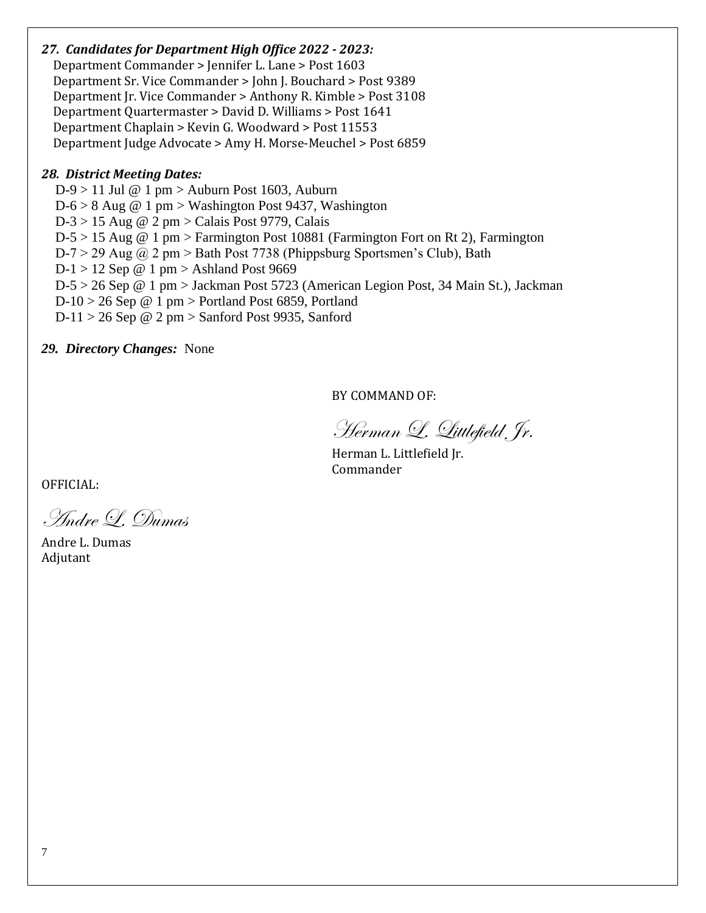***27. Candidates for Department High Office 2022 - 2023:***

Department Commander > Jennifer L. Lane > Post 1603
Department Sr. Vice Commander > John J. Bouchard > Post 9389
Department Jr. Vice Commander > Anthony R. Kimble > Post 3108
Department Quartermaster > David D. Williams > Post 1641
Department Chaplain > Kevin G. Woodward > Post 11553
Department Judge Advocate > Amy H. Morse-Meuchel > Post 6859

***28. District Meeting Dates:***

D-9 > 11 Jul @ 1 pm > Auburn Post 1603, Auburn
D-6 > 8 Aug @ 1 pm > Washington Post 9437, Washington
D-3 > 15 Aug @ 2 pm > Calais Post 9779, Calais
D-5 > 15 Aug @ 1 pm > Farmington Post 10881 (Farmington Fort on Rt 2), Farmington
D-7 > 29 Aug @ 2 pm > Bath Post 7738 (Phippsburg Sportsmen's Club), Bath
D-1 > 12 Sep @ 1 pm > Ashland Post 9669
D-5 > 26 Sep @ 1 pm > Jackman Post 5723 (American Legion Post, 34 Main St.), Jackman
D-10 > 26 Sep @ 1 pm > Portland Post 6859, Portland
D-11 > 26 Sep @ 2 pm > Sanford Post 9935, Sanford

***29. Directory Changes:*** None

BY COMMAND OF:

*Herman L. Littlefield Jr.*

Herman L. Littlefield Jr.
Commander

OFFICIAL:

*Andre L. Dumas*

Andre L. Dumas
Adjutant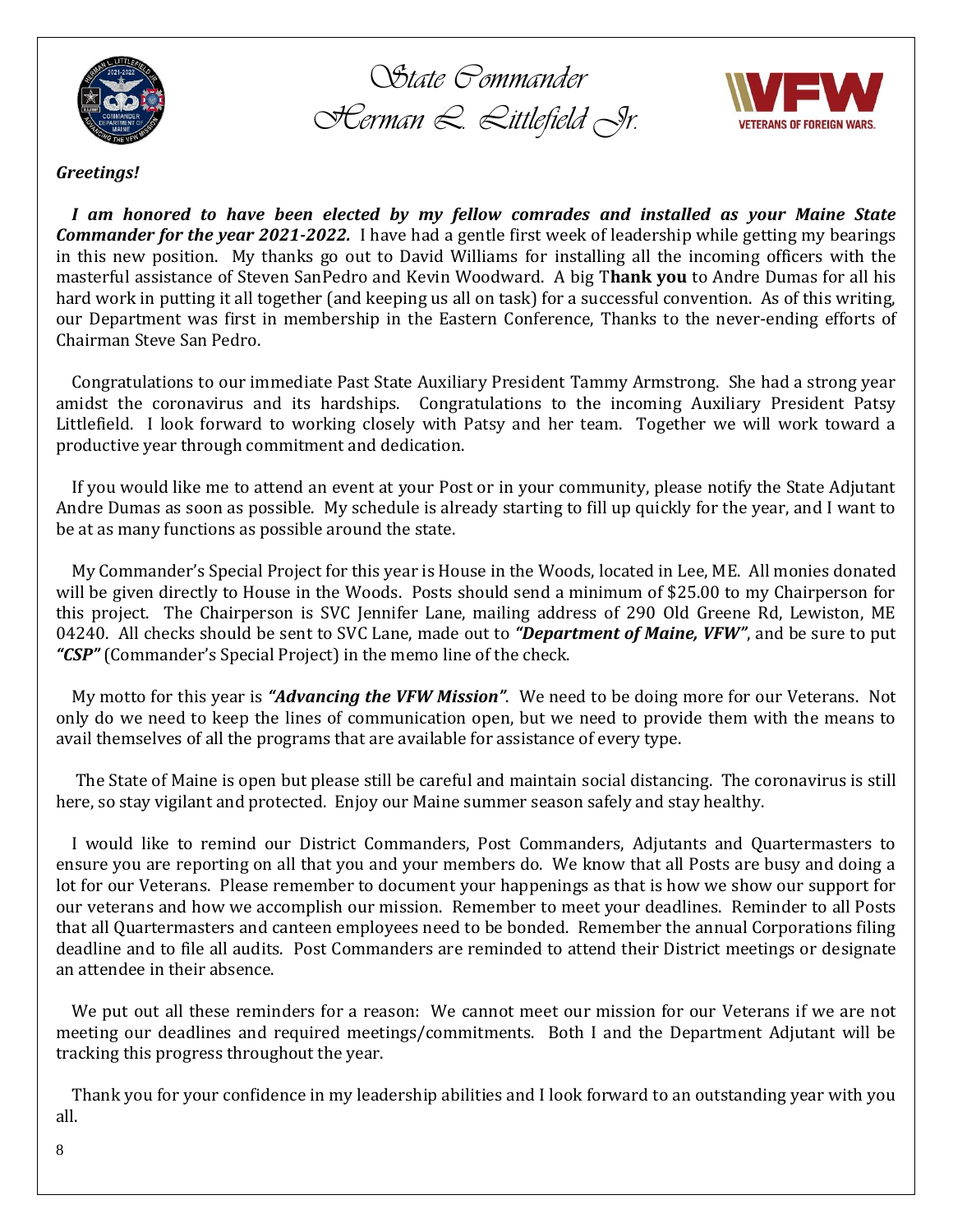# State Commander
# Herman L. Littlefield Jr.

***Greetings!***

***I am honored to have been elected by my fellow comrades and installed as your Maine State Commander for the year 2021-2022.*** I have had a gentle first week of leadership while getting my bearings in this new position. My thanks go out to David Williams for installing all the incoming officers with the masterful assistance of Steven SanPedro and Kevin Woodward. A big T**hank you** to Andre Dumas for all his hard work in putting it all together (and keeping us all on task) for a successful convention. As of this writing, our Department was first in membership in the Eastern Conference, Thanks to the never-ending efforts of Chairman Steve San Pedro.

Congratulations to our immediate Past State Auxiliary President Tammy Armstrong. She had a strong year amidst the coronavirus and its hardships. Congratulations to the incoming Auxiliary President Patsy Littlefield. I look forward to working closely with Patsy and her team. Together we will work toward a productive year through commitment and dedication.

If you would like me to attend an event at your Post or in your community, please notify the State Adjutant Andre Dumas as soon as possible. My schedule is already starting to fill up quickly for the year, and I want to be at as many functions as possible around the state.

My Commander's Special Project for this year is House in the Woods, located in Lee, ME. All monies donated will be given directly to House in the Woods. Posts should send a minimum of $25.00 to my Chairperson for this project. The Chairperson is SVC Jennifer Lane, mailing address of 290 Old Greene Rd, Lewiston, ME 04240. All checks should be sent to SVC Lane, made out to ***"Department of Maine, VFW"***, and be sure to put ***"CSP"*** (Commander's Special Project) in the memo line of the check.

My motto for this year is ***"Advancing the VFW Mission"***. We need to be doing more for our Veterans. Not only do we need to keep the lines of communication open, but we need to provide them with the means to avail themselves of all the programs that are available for assistance of every type.

The State of Maine is open but please still be careful and maintain social distancing. The coronavirus is still here, so stay vigilant and protected. Enjoy our Maine summer season safely and stay healthy.

I would like to remind our District Commanders, Post Commanders, Adjutants and Quartermasters to ensure you are reporting on all that you and your members do. We know that all Posts are busy and doing a lot for our Veterans. Please remember to document your happenings as that is how we show our support for our veterans and how we accomplish our mission. Remember to meet your deadlines. Reminder to all Posts that all Quartermasters and canteen employees need to be bonded. Remember the annual Corporations filing deadline and to file all audits. Post Commanders are reminded to attend their District meetings or designate an attendee in their absence.

We put out all these reminders for a reason: We cannot meet our mission for our Veterans if we are not meeting our deadlines and required meetings/commitments. Both I and the Department Adjutant will be tracking this progress throughout the year.

Thank you for your confidence in my leadership abilities and I look forward to an outstanding year with you all.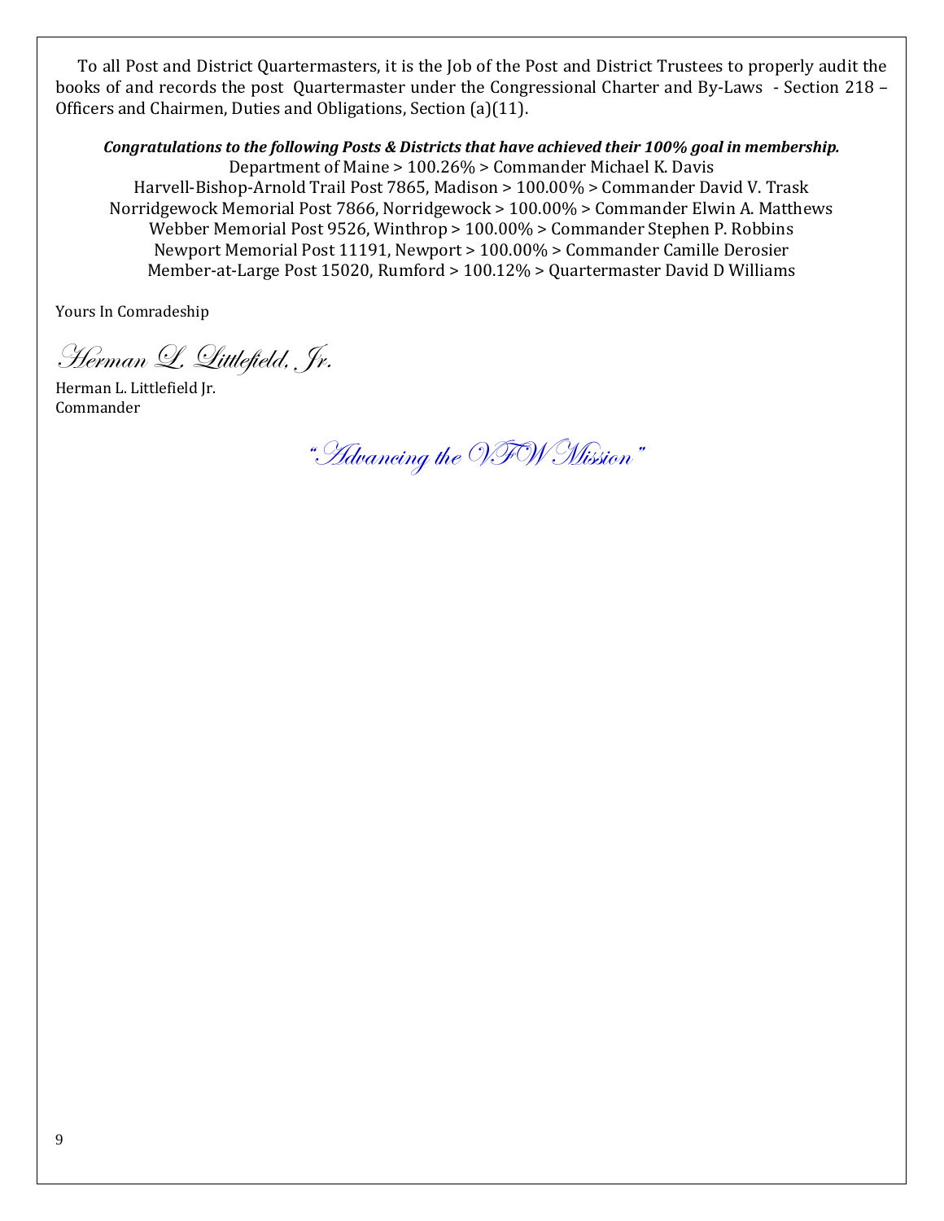To all Post and District Quartermasters, it is the Job of the Post and District Trustees to properly audit the books of and records the post Quartermaster under the Congressional Charter and By-Laws - Section 218 – Officers and Chairmen, Duties and Obligations, Section (a)(11).

***Congratulations to the following Posts & Districts that have achieved their 100% goal in membership.***

Department of Maine > 100.26% > Commander Michael K. Davis
Harvell-Bishop-Arnold Trail Post 7865, Madison > 100.00% > Commander David V. Trask
Norridgewock Memorial Post 7866, Norridgewock > 100.00% > Commander Elwin A. Matthews
Webber Memorial Post 9526, Winthrop > 100.00% > Commander Stephen P. Robbins
Newport Memorial Post 11191, Newport > 100.00% > Commander Camille Derosier
Member-at-Large Post 15020, Rumford > 100.12% > Quartermaster David D Williams

Yours In Comradeship

*Herman L. Littlefield, Jr.*

Herman L. Littlefield Jr.
Commander

*"Advancing the VFW Mission"*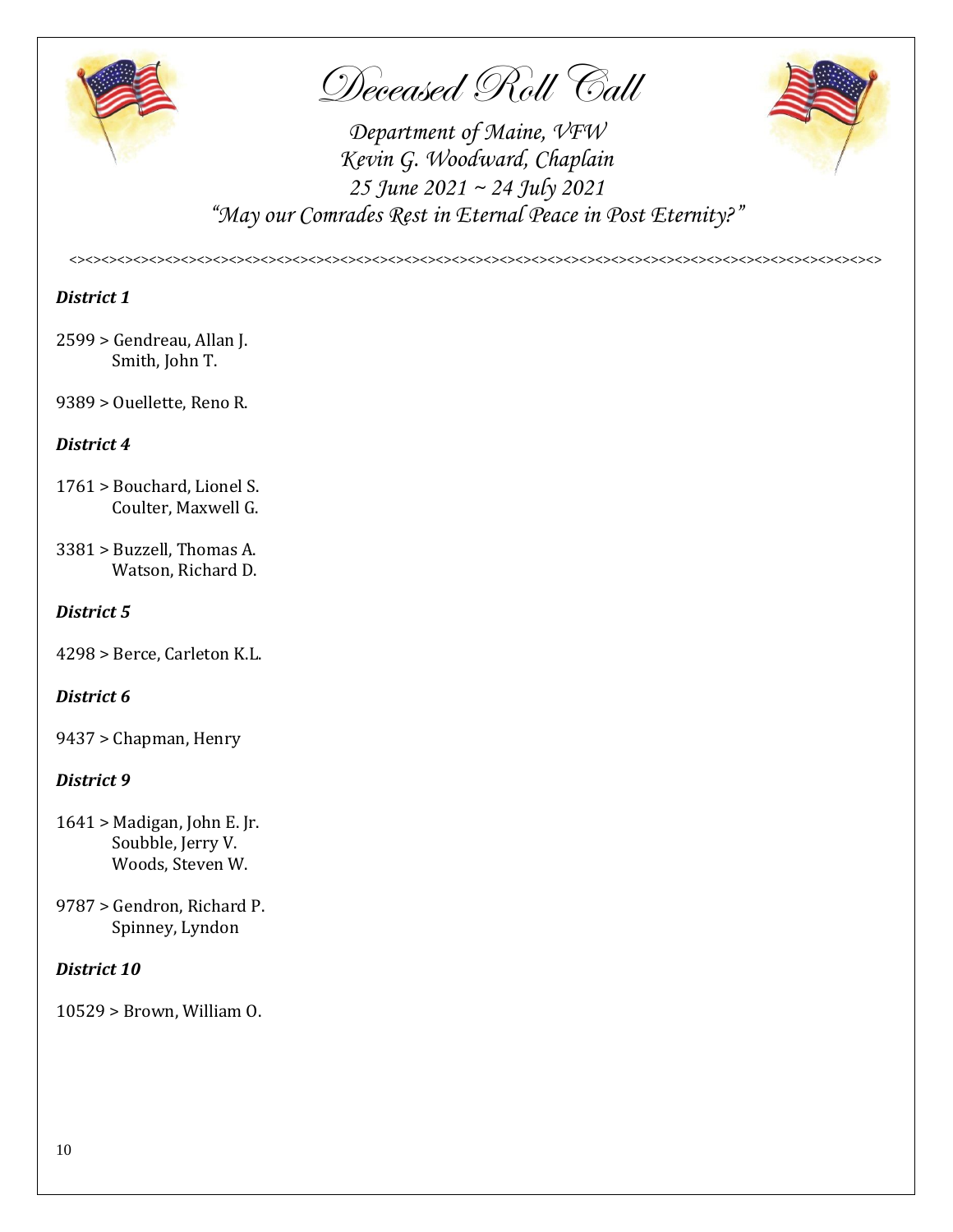# Deceased Roll Call

*Department of Maine, VFW*
*Kevin G. Woodward, Chaplain*
*25 June 2021 ~ 24 July 2021*
*"May our Comrades Rest in Eternal Peace in Post Eternity?"*

<><><><><><><><><><><><><><><><><><><><><><><><><><><><><><><><><><><><><><><><><><><><><><><><><><><><><><><><><><><><><><><><><><><><><><><><><><><><><><><><><><><><><><><><>

***District 1***

2599 > Gendreau, Allan J.
Smith, John T.

9389 > Ouellette, Reno R.

***District 4***

1761 > Bouchard, Lionel S.
Coulter, Maxwell G.

3381 > Buzzell, Thomas A.
Watson, Richard D.

***District 5***

4298 > Berce, Carleton K.L.

***District 6***

9437 > Chapman, Henry

***District 9***

1641 > Madigan, John E. Jr.
Soubble, Jerry V.
Woods, Steven W.

9787 > Gendron, Richard P.
Spinney, Lyndon

***District 10***

10529 > Brown, William O.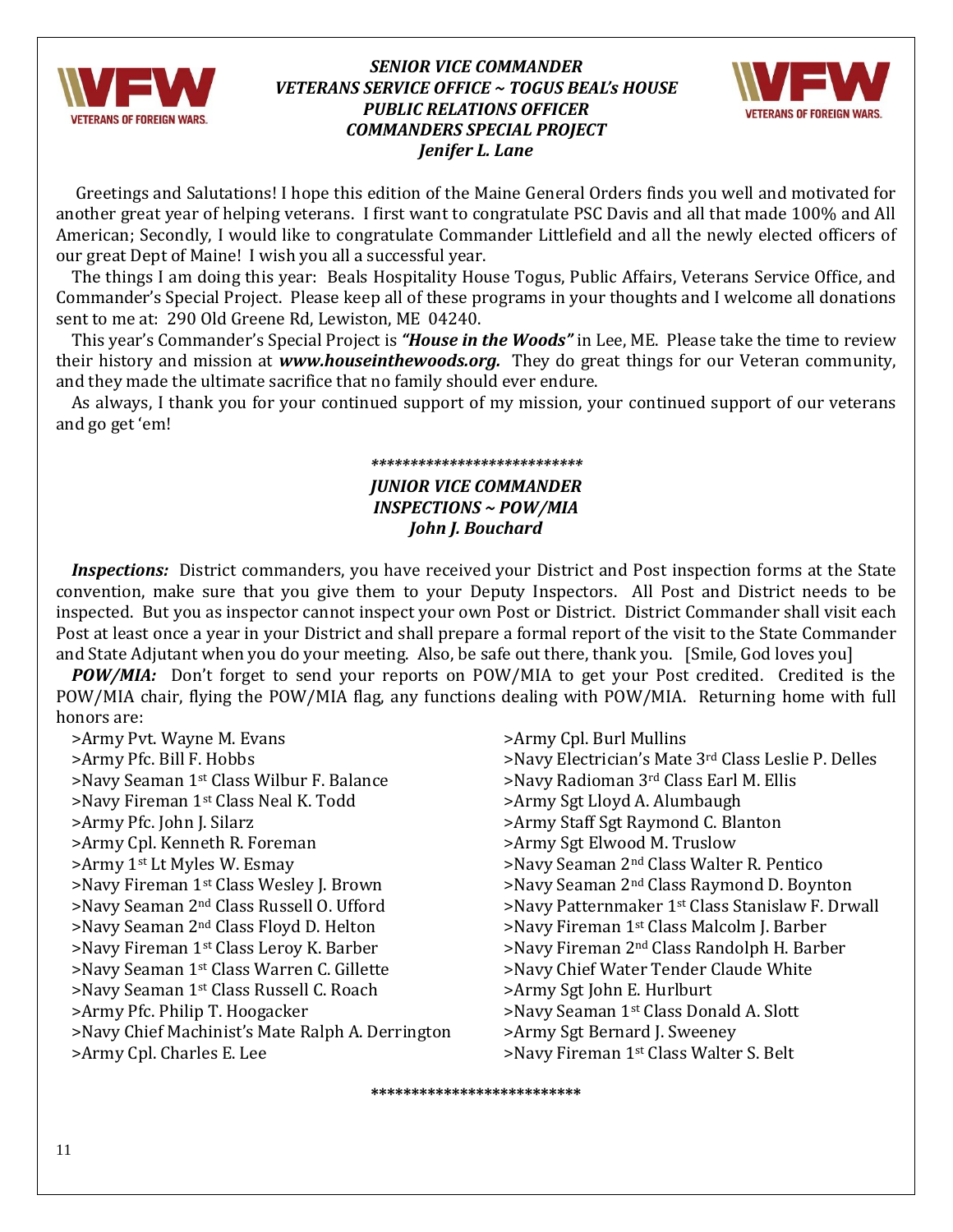### *SENIOR VICE COMMANDER*
### *VETERANS SERVICE OFFICE ~ TOGUS BEAL's HOUSE*
### *PUBLIC RELATIONS OFFICER*
### *COMMANDERS SPECIAL PROJECT*
### *Jenifer L. Lane*

Greetings and Salutations! I hope this edition of the Maine General Orders finds you well and motivated for another great year of helping veterans. I first want to congratulate PSC Davis and all that made 100% and All American; Secondly, I would like to congratulate Commander Littlefield and all the newly elected officers of our great Dept of Maine! I wish you all a successful year.

The things I am doing this year: Beals Hospitality House Togus, Public Affairs, Veterans Service Office, and Commander's Special Project. Please keep all of these programs in your thoughts and I welcome all donations sent to me at: 290 Old Greene Rd, Lewiston, ME 04240.

This year's Commander's Special Project is ***"House in the Woods"*** in Lee, ME. Please take the time to review their history and mission at ***www.houseinthewoods.org.*** They do great things for our Veteran community, and they made the ultimate sacrifice that no family should ever endure.

As always, I thank you for your continued support of my mission, your continued support of our veterans and go get 'em!

***************************

### *JUNIOR VICE COMMANDER*
### *INSPECTIONS ~ POW/MIA*
### *John J. Bouchard*

***Inspections:*** District commanders, you have received your District and Post inspection forms at the State convention, make sure that you give them to your Deputy Inspectors. All Post and District needs to be inspected. But you as inspector cannot inspect your own Post or District. District Commander shall visit each Post at least once a year in your District and shall prepare a formal report of the visit to the State Commander and State Adjutant when you do your meeting. Also, be safe out there, thank you. [Smile, God loves you]

***POW/MIA:*** Don't forget to send your reports on POW/MIA to get your Post credited. Credited is the POW/MIA chair, flying the POW/MIA flag, any functions dealing with POW/MIA. Returning home with full honors are:

>Army Pvt. Wayne M. Evans
>Army Pfc. Bill F. Hobbs
>Navy Seaman 1st Class Wilbur F. Balance
>Navy Fireman 1st Class Neal K. Todd
>Army Pfc. John J. Silarz
>Army Cpl. Kenneth R. Foreman
>Army 1st Lt Myles W. Esmay
>Navy Fireman 1st Class Wesley J. Brown
>Navy Seaman 2nd Class Russell O. Ufford
>Navy Seaman 2nd Class Floyd D. Helton
>Navy Fireman 1st Class Leroy K. Barber
>Navy Seaman 1st Class Warren C. Gillette
>Navy Seaman 1st Class Russell C. Roach
>Army Pfc. Philip T. Hoogacker
>Navy Chief Machinist's Mate Ralph A. Derrington
>Army Cpl. Charles E. Lee
>Army Cpl. Burl Mullins
>Navy Electrician's Mate 3rd Class Leslie P. Delles
>Navy Radioman 3rd Class Earl M. Ellis
>Army Sgt Lloyd A. Alumbaugh
>Army Staff Sgt Raymond C. Blanton
>Army Sgt Elwood M. Truslow
>Navy Seaman 2nd Class Walter R. Pentico
>Navy Seaman 2nd Class Raymond D. Boynton
>Navy Patternmaker 1st Class Stanislaw F. Drwall
>Navy Fireman 1st Class Malcolm J. Barber
>Navy Fireman 2nd Class Randolph H. Barber
>Navy Chief Water Tender Claude White
>Army Sgt John E. Hurlburt
>Navy Seaman 1st Class Donald A. Slott
>Army Sgt Bernard J. Sweeney
>Navy Fireman 1st Class Walter S. Belt

*************************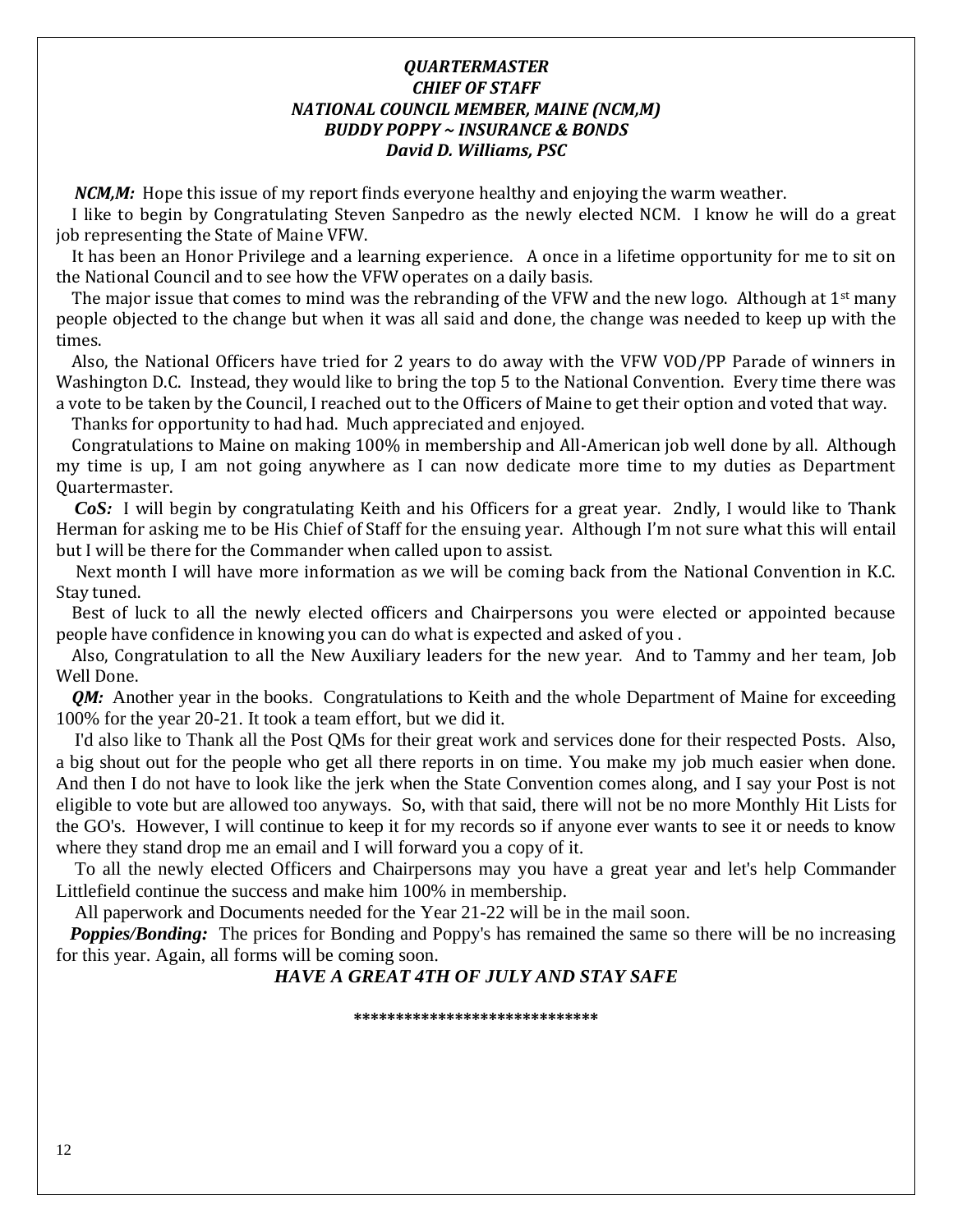***QUARTERMASTER***
***CHIEF OF STAFF***
***NATIONAL COUNCIL MEMBER, MAINE (NCM,M)***
***BUDDY POPPY ~ INSURANCE & BONDS***
***David D. Williams, PSC***

***NCM,M:*** Hope this issue of my report finds everyone healthy and enjoying the warm weather.

I like to begin by Congratulating Steven Sanpedro as the newly elected NCM. I know he will do a great job representing the State of Maine VFW.

It has been an Honor Privilege and a learning experience. A once in a lifetime opportunity for me to sit on the National Council and to see how the VFW operates on a daily basis.

The major issue that comes to mind was the rebranding of the VFW and the new logo. Although at 1st many people objected to the change but when it was all said and done, the change was needed to keep up with the times.

Also, the National Officers have tried for 2 years to do away with the VFW VOD/PP Parade of winners in Washington D.C. Instead, they would like to bring the top 5 to the National Convention. Every time there was a vote to be taken by the Council, I reached out to the Officers of Maine to get their option and voted that way.

Thanks for opportunity to had had. Much appreciated and enjoyed.

Congratulations to Maine on making 100% in membership and All-American job well done by all. Although my time is up, I am not going anywhere as I can now dedicate more time to my duties as Department Quartermaster.

***CoS:*** I will begin by congratulating Keith and his Officers for a great year. 2ndly, I would like to Thank Herman for asking me to be His Chief of Staff for the ensuing year. Although I'm not sure what this will entail but I will be there for the Commander when called upon to assist.

Next month I will have more information as we will be coming back from the National Convention in K.C. Stay tuned.

Best of luck to all the newly elected officers and Chairpersons you were elected or appointed because people have confidence in knowing you can do what is expected and asked of you .

Also, Congratulation to all the New Auxiliary leaders for the new year. And to Tammy and her team, Job Well Done.

***QM:*** Another year in the books. Congratulations to Keith and the whole Department of Maine for exceeding 100% for the year 20-21. It took a team effort, but we did it.

I'd also like to Thank all the Post QMs for their great work and services done for their respected Posts. Also, a big shout out for the people who get all there reports in on time. You make my job much easier when done. And then I do not have to look like the jerk when the State Convention comes along, and I say your Post is not eligible to vote but are allowed too anyways. So, with that said, there will not be no more Monthly Hit Lists for the GO's. However, I will continue to keep it for my records so if anyone ever wants to see it or needs to know where they stand drop me an email and I will forward you a copy of it.

To all the newly elected Officers and Chairpersons may you have a great year and let's help Commander Littlefield continue the success and make him 100% in membership.

All paperwork and Documents needed for the Year 21-22 will be in the mail soon.

***Poppies/Bonding:*** The prices for Bonding and Poppy's has remained the same so there will be no increasing for this year. Again, all forms will be coming soon.

***HAVE A GREAT 4TH OF JULY AND STAY SAFE***

****************************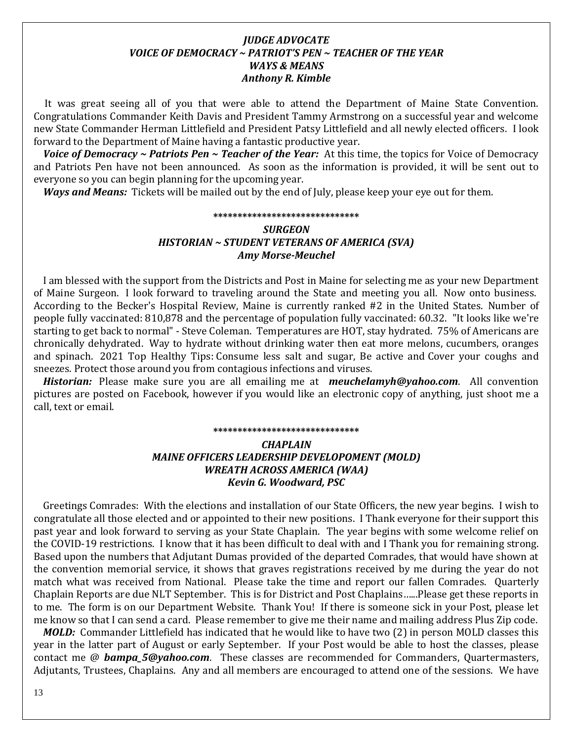### *JUDGE ADVOCATE*
### *VOICE OF DEMOCRACY ~ PATRIOT'S PEN ~ TEACHER OF THE YEAR*
### *WAYS & MEANS*
### *Anthony R. Kimble*

It was great seeing all of you that were able to attend the Department of Maine State Convention. Congratulations Commander Keith Davis and President Tammy Armstrong on a successful year and welcome new State Commander Herman Littlefield and President Patsy Littlefield and all newly elected officers. I look forward to the Department of Maine having a fantastic productive year.

***Voice of Democracy ~ Patriots Pen ~ Teacher of the Year:*** At this time, the topics for Voice of Democracy and Patriots Pen have not been announced. As soon as the information is provided, it will be sent out to everyone so you can begin planning for the upcoming year.

***Ways and Means:*** Tickets will be mailed out by the end of July, please keep your eye out for them.

******************************

### *SURGEON*
### *HISTORIAN ~ STUDENT VETERANS OF AMERICA (SVA)*
### *Amy Morse-Meuchel*

I am blessed with the support from the Districts and Post in Maine for selecting me as your new Department of Maine Surgeon. I look forward to traveling around the State and meeting you all. Now onto business. According to the Becker's Hospital Review, Maine is currently ranked #2 in the United States. Number of people fully vaccinated: 810,878 and the percentage of population fully vaccinated: 60.32. "It looks like we're starting to get back to normal" - Steve Coleman. Temperatures are HOT, stay hydrated. 75% of Americans are chronically dehydrated. Way to hydrate without drinking water then eat more melons, cucumbers, oranges and spinach. 2021 Top Healthy Tips: Consume less salt and sugar, Be active and Cover your coughs and sneezes. Protect those around you from contagious infections and viruses.

***Historian:*** Please make sure you are all emailing me at ***meuchelamyh@yahoo.com***. All convention pictures are posted on Facebook, however if you would like an electronic copy of anything, just shoot me a call, text or email.

******************************

### *CHAPLAIN*
### *MAINE OFFICERS LEADERSHIP DEVELOPOMENT (MOLD)*
### *WREATH ACROSS AMERICA (WAA)*
### *Kevin G. Woodward, PSC*

Greetings Comrades: With the elections and installation of our State Officers, the new year begins. I wish to congratulate all those elected and or appointed to their new positions. I Thank everyone for their support this past year and look forward to serving as your State Chaplain. The year begins with some welcome relief on the COVID-19 restrictions. I know that it has been difficult to deal with and I Thank you for remaining strong. Based upon the numbers that Adjutant Dumas provided of the departed Comrades, that would have shown at the convention memorial service, it shows that graves registrations received by me during the year do not match what was received from National. Please take the time and report our fallen Comrades. Quarterly Chaplain Reports are due NLT September. This is for District and Post Chaplains…...Please get these reports in to me. The form is on our Department Website. Thank You! If there is someone sick in your Post, please let me know so that I can send a card. Please remember to give me their name and mailing address Plus Zip code.

***MOLD:*** Commander Littlefield has indicated that he would like to have two (2) in person MOLD classes this year in the latter part of August or early September. If your Post would be able to host the classes, please contact me @ ***bampa_5@yahoo.com***. These classes are recommended for Commanders, Quartermasters, Adjutants, Trustees, Chaplains. Any and all members are encouraged to attend one of the sessions. We have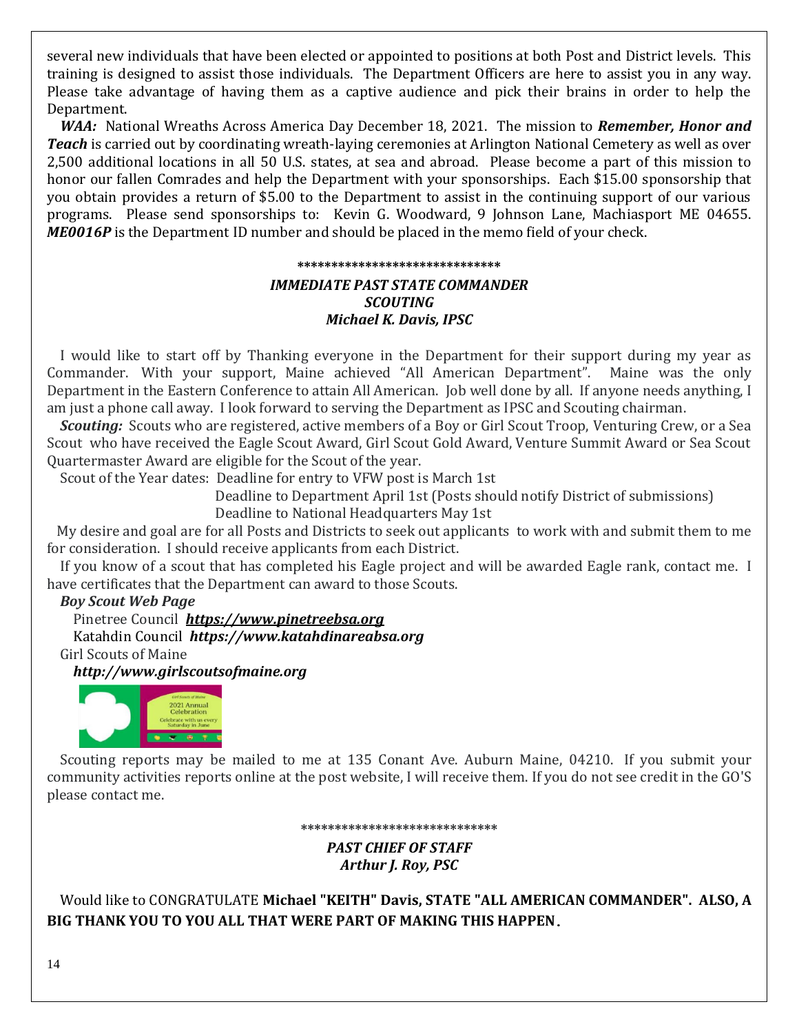several new individuals that have been elected or appointed to positions at both Post and District levels. This training is designed to assist those individuals. The Department Officers are here to assist you in any way. Please take advantage of having them as a captive audience and pick their brains in order to help the Department.

***WAA:*** National Wreaths Across America Day December 18, 2021. The mission to ***Remember, Honor and Teach*** is carried out by coordinating wreath-laying ceremonies at Arlington National Cemetery as well as over 2,500 additional locations in all 50 U.S. states, at sea and abroad. Please become a part of this mission to honor our fallen Comrades and help the Department with your sponsorships. Each $15.00 sponsorship that you obtain provides a return of $5.00 to the Department to assist in the continuing support of our various programs. Please send sponsorships to: Kevin G. Woodward, 9 Johnson Lane, Machiasport ME 04655. ***ME0016P*** is the Department ID number and should be placed in the memo field of your check.

******************************

***IMMEDIATE PAST STATE COMMANDER***
***SCOUTING***
***Michael K. Davis, IPSC***

I would like to start off by Thanking everyone in the Department for their support during my year as Commander. With your support, Maine achieved "All American Department". Maine was the only Department in the Eastern Conference to attain All American. Job well done by all. If anyone needs anything, I am just a phone call away. I look forward to serving the Department as IPSC and Scouting chairman.

***Scouting:*** Scouts who are registered, active members of a Boy or Girl Scout Troop, Venturing Crew, or a Sea Scout who have received the Eagle Scout Award, Girl Scout Gold Award, Venture Summit Award or Sea Scout Quartermaster Award are eligible for the Scout of the year.

Scout of the Year dates: Deadline for entry to VFW post is March 1st
Deadline to Department April 1st (Posts should notify District of submissions)
Deadline to National Headquarters May 1st

My desire and goal are for all Posts and Districts to seek out applicants to work with and submit them to me for consideration. I should receive applicants from each District.

If you know of a scout that has completed his Eagle project and will be awarded Eagle rank, contact me. I have certificates that the Department can award to those Scouts.

***Boy Scout Web Page***

Pinetree Council ***https://www.pinetreebsa.org***
Katahdin Council ***https://www.katahdinareabsa.org***

Girl Scouts of Maine
***http://www.girlscoutsofmaine.org***

Scouting reports may be mailed to me at 135 Conant Ave. Auburn Maine, 04210. If you submit your community activities reports online at the post website, I will receive them. If you do not see credit in the GO'S please contact me.

*****************************

***PAST CHIEF OF STAFF***
***Arthur J. Roy, PSC***

Would like to CONGRATULATE **Michael "KEITH" Davis, STATE "ALL AMERICAN COMMANDER". ALSO, A BIG THANK YOU TO YOU ALL THAT WERE PART OF MAKING THIS HAPPEN.**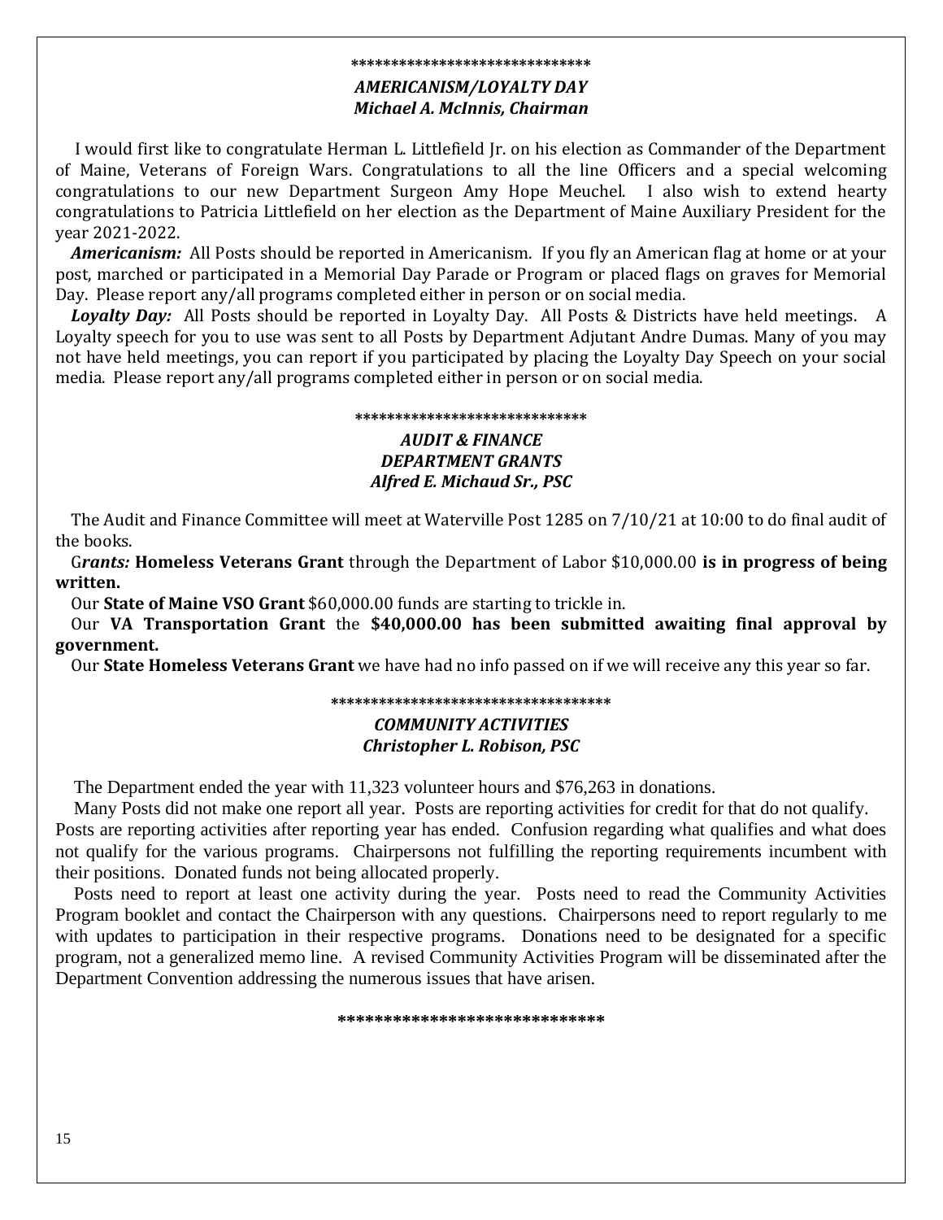******************************

### *AMERICANISM/LOYALTY DAY*
### *Michael A. McInnis, Chairman*

I would first like to congratulate Herman L. Littlefield Jr. on his election as Commander of the Department of Maine, Veterans of Foreign Wars. Congratulations to all the line Officers and a special welcoming congratulations to our new Department Surgeon Amy Hope Meuchel. I also wish to extend hearty congratulations to Patricia Littlefield on her election as the Department of Maine Auxiliary President for the year 2021-2022.

***Americanism:*** All Posts should be reported in Americanism. If you fly an American flag at home or at your post, marched or participated in a Memorial Day Parade or Program or placed flags on graves for Memorial Day. Please report any/all programs completed either in person or on social media.

***Loyalty Day:*** All Posts should be reported in Loyalty Day. All Posts & Districts have held meetings. A Loyalty speech for you to use was sent to all Posts by Department Adjutant Andre Dumas. Many of you may not have held meetings, you can report if you participated by placing the Loyalty Day Speech on your social media. Please report any/all programs completed either in person or on social media.

*****************************

### *AUDIT & FINANCE*
### *DEPARTMENT GRANTS*
### *Alfred E. Michaud Sr., PSC*

The Audit and Finance Committee will meet at Waterville Post 1285 on 7/10/21 at 10:00 to do final audit of the books.

G***rants:*** **Homeless Veterans Grant** through the Department of Labor $10,000.00 **is in progress of being written.**

Our **State of Maine VSO Grant** $60,000.00 funds are starting to trickle in.

Our **VA Transportation Grant** the **$40,000.00 has been submitted awaiting final approval by government.**

Our **State Homeless Veterans Grant** we have had no info passed on if we will receive any this year so far.

***********************************

### *COMMUNITY ACTIVITIES*
### *Christopher L. Robison, PSC*

The Department ended the year with 11,323 volunteer hours and $76,263 in donations.

Many Posts did not make one report all year. Posts are reporting activities for credit for that do not qualify. Posts are reporting activities after reporting year has ended. Confusion regarding what qualifies and what does not qualify for the various programs. Chairpersons not fulfilling the reporting requirements incumbent with their positions. Donated funds not being allocated properly.

Posts need to report at least one activity during the year. Posts need to read the Community Activities Program booklet and contact the Chairperson with any questions. Chairpersons need to report regularly to me with updates to participation in their respective programs. Donations need to be designated for a specific program, not a generalized memo line. A revised Community Activities Program will be disseminated after the Department Convention addressing the numerous issues that have arisen.

*****************************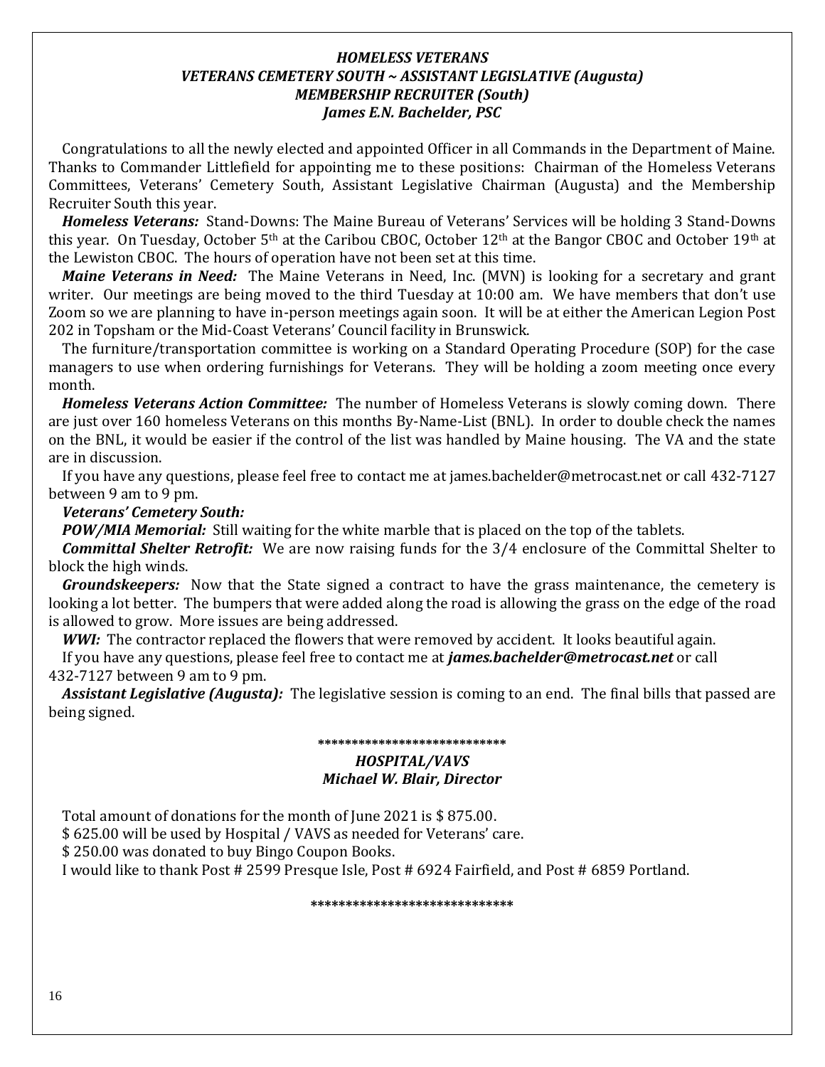### *HOMELESS VETERANS*
### *VETERANS CEMETERY SOUTH ~ ASSISTANT LEGISLATIVE (Augusta)*
### *MEMBERSHIP RECRUITER (South)*
### *James E.N. Bachelder, PSC*

Congratulations to all the newly elected and appointed Officer in all Commands in the Department of Maine. Thanks to Commander Littlefield for appointing me to these positions: Chairman of the Homeless Veterans Committees, Veterans' Cemetery South, Assistant Legislative Chairman (Augusta) and the Membership Recruiter South this year.

***Homeless Veterans:*** Stand-Downs: The Maine Bureau of Veterans' Services will be holding 3 Stand-Downs this year. On Tuesday, October 5th at the Caribou CBOC, October 12th at the Bangor CBOC and October 19th at the Lewiston CBOC. The hours of operation have not been set at this time.

***Maine Veterans in Need:*** The Maine Veterans in Need, Inc. (MVN) is looking for a secretary and grant writer. Our meetings are being moved to the third Tuesday at 10:00 am. We have members that don't use Zoom so we are planning to have in-person meetings again soon. It will be at either the American Legion Post 202 in Topsham or the Mid-Coast Veterans' Council facility in Brunswick.

The furniture/transportation committee is working on a Standard Operating Procedure (SOP) for the case managers to use when ordering furnishings for Veterans. They will be holding a zoom meeting once every month.

***Homeless Veterans Action Committee:*** The number of Homeless Veterans is slowly coming down. There are just over 160 homeless Veterans on this months By-Name-List (BNL). In order to double check the names on the BNL, it would be easier if the control of the list was handled by Maine housing. The VA and the state are in discussion.

If you have any questions, please feel free to contact me at james.bachelder@metrocast.net or call 432-7127 between 9 am to 9 pm.

***Veterans' Cemetery South:***

***POW/MIA Memorial:*** Still waiting for the white marble that is placed on the top of the tablets.

***Committal Shelter Retrofit:*** We are now raising funds for the 3/4 enclosure of the Committal Shelter to block the high winds.

***Groundskeepers:*** Now that the State signed a contract to have the grass maintenance, the cemetery is looking a lot better. The bumpers that were added along the road is allowing the grass on the edge of the road is allowed to grow. More issues are being addressed.

***WWI:*** The contractor replaced the flowers that were removed by accident. It looks beautiful again.

If you have any questions, please feel free to contact me at ***james.bachelder@metrocast.net*** or call 432-7127 between 9 am to 9 pm.

***Assistant Legislative (Augusta):*** The legislative session is coming to an end. The final bills that passed are being signed.

****************************

### *HOSPITAL/VAVS*
### *Michael W. Blair, Director*

Total amount of donations for the month of June 2021 is $ 875.00.

$ 625.00 will be used by Hospital / VAVS as needed for Veterans' care.

$ 250.00 was donated to buy Bingo Coupon Books.

I would like to thank Post # 2599 Presque Isle, Post # 6924 Fairfield, and Post # 6859 Portland.

*****************************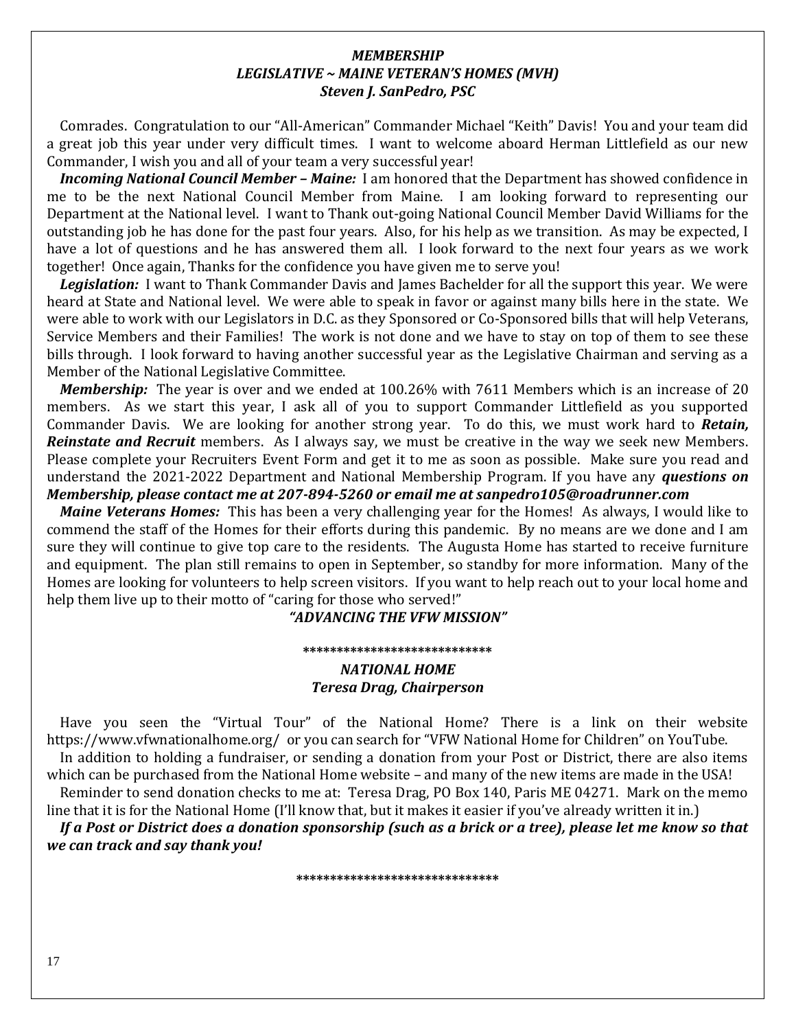### *MEMBERSHIP*
### *LEGISLATIVE ~ MAINE VETERAN'S HOMES (MVH)*
### *Steven J. SanPedro, PSC*

Comrades. Congratulation to our "All-American" Commander Michael "Keith" Davis! You and your team did a great job this year under very difficult times. I want to welcome aboard Herman Littlefield as our new Commander, I wish you and all of your team a very successful year!

***Incoming National Council Member – Maine:*** I am honored that the Department has showed confidence in me to be the next National Council Member from Maine. I am looking forward to representing our Department at the National level. I want to Thank out-going National Council Member David Williams for the outstanding job he has done for the past four years. Also, for his help as we transition. As may be expected, I have a lot of questions and he has answered them all. I look forward to the next four years as we work together! Once again, Thanks for the confidence you have given me to serve you!

***Legislation:*** I want to Thank Commander Davis and James Bachelder for all the support this year. We were heard at State and National level. We were able to speak in favor or against many bills here in the state. We were able to work with our Legislators in D.C. as they Sponsored or Co-Sponsored bills that will help Veterans, Service Members and their Families! The work is not done and we have to stay on top of them to see these bills through. I look forward to having another successful year as the Legislative Chairman and serving as a Member of the National Legislative Committee.

***Membership:*** The year is over and we ended at 100.26% with 7611 Members which is an increase of 20 members. As we start this year, I ask all of you to support Commander Littlefield as you supported Commander Davis. We are looking for another strong year. To do this, we must work hard to ***Retain, Reinstate and Recruit*** members. As I always say, we must be creative in the way we seek new Members. Please complete your Recruiters Event Form and get it to me as soon as possible. Make sure you read and understand the 2021-2022 Department and National Membership Program. If you have any ***questions on Membership, please contact me at 207-894-5260 or email me at sanpedro105@roadrunner.com***

***Maine Veterans Homes:*** This has been a very challenging year for the Homes! As always, I would like to commend the staff of the Homes for their efforts during this pandemic. By no means are we done and I am sure they will continue to give top care to the residents. The Augusta Home has started to receive furniture and equipment. The plan still remains to open in September, so standby for more information. Many of the Homes are looking for volunteers to help screen visitors. If you want to help reach out to your local home and help them live up to their motto of "caring for those who served!"

***"ADVANCING THE VFW MISSION"***

****************************

### *NATIONAL HOME*
### *Teresa Drag, Chairperson*

Have you seen the "Virtual Tour" of the National Home? There is a link on their website https://www.vfwnationalhome.org/ or you can search for "VFW National Home for Children" on YouTube.

In addition to holding a fundraiser, or sending a donation from your Post or District, there are also items which can be purchased from the National Home website – and many of the new items are made in the USA!

Reminder to send donation checks to me at: Teresa Drag, PO Box 140, Paris ME 04271. Mark on the memo line that it is for the National Home (I'll know that, but it makes it easier if you've already written it in.)

***If a Post or District does a donation sponsorship (such as a brick or a tree), please let me know so that we can track and say thank you!***

******************************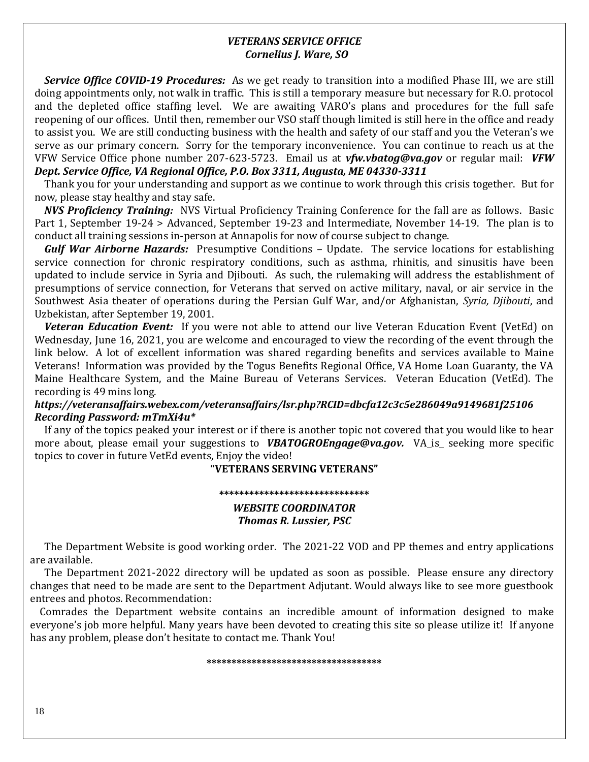### *VETERANS SERVICE OFFICE*
### *Cornelius J. Ware, SO*

***Service Office COVID-19 Procedures:*** As we get ready to transition into a modified Phase III, we are still doing appointments only, not walk in traffic. This is still a temporary measure but necessary for R.O. protocol and the depleted office staffing level. We are awaiting VARO's plans and procedures for the full safe reopening of our offices. Until then, remember our VSO staff though limited is still here in the office and ready to assist you. We are still conducting business with the health and safety of our staff and you the Veteran's we serve as our primary concern. Sorry for the temporary inconvenience. You can continue to reach us at the VFW Service Office phone number 207-623-5723. Email us at ***vfw.vbatog@va.gov*** or regular mail: ***VFW Dept. Service Office, VA Regional Office, P.O. Box 3311, Augusta, ME 04330-3311***

Thank you for your understanding and support as we continue to work through this crisis together. But for now, please stay healthy and stay safe.

***NVS Proficiency Training:*** NVS Virtual Proficiency Training Conference for the fall are as follows. Basic Part 1, September 19-24 > Advanced, September 19-23 and Intermediate, November 14-19. The plan is to conduct all training sessions in-person at Annapolis for now of course subject to change.

***Gulf War Airborne Hazards:*** Presumptive Conditions – Update. The service locations for establishing service connection for chronic respiratory conditions, such as asthma, rhinitis, and sinusitis have been updated to include service in Syria and Djibouti. As such, the rulemaking will address the establishment of presumptions of service connection, for Veterans that served on active military, naval, or air service in the Southwest Asia theater of operations during the Persian Gulf War, and/or Afghanistan, *Syria, Djibouti*, and Uzbekistan, after September 19, 2001.

***Veteran Education Event:*** If you were not able to attend our live Veteran Education Event (VetEd) on Wednesday, June 16, 2021, you are welcome and encouraged to view the recording of the event through the link below. A lot of excellent information was shared regarding benefits and services available to Maine Veterans! Information was provided by the Togus Benefits Regional Office, VA Home Loan Guaranty, the VA Maine Healthcare System, and the Maine Bureau of Veterans Services. Veteran Education (VetEd). The recording is 49 mins long.

***https://veteransaffairs.webex.com/veteransaffairs/lsr.php?RCID=dbcfa12c3c5e286049a9149681f25106***
***Recording Password: mTmXi4u****

If any of the topics peaked your interest or if there is another topic not covered that you would like to hear more about, please email your suggestions to ***VBATOGROEngage@va.gov.*** VA_is_ seeking more specific topics to cover in future VetEd events, Enjoy the video!

**"VETERANS SERVING VETERANS"**

\*\*\*\*\*\*\*\*\*\*\*\*\*\*\*\*\*\*\*\*\*\*\*\*\*\*\*\*\*

### *WEBSITE COORDINATOR*
### *Thomas R. Lussier, PSC*

The Department Website is good working order. The 2021-22 VOD and PP themes and entry applications are available.

The Department 2021-2022 directory will be updated as soon as possible. Please ensure any directory changes that need to be made are sent to the Department Adjutant. Would always like to see more guestbook entrees and photos. Recommendation:

Comrades the Department website contains an incredible amount of information designed to make everyone's job more helpful. Many years have been devoted to creating this site so please utilize it! If anyone has any problem, please don't hesitate to contact me. Thank You!

\*\*\*\*\*\*\*\*\*\*\*\*\*\*\*\*\*\*\*\*\*\*\*\*\*\*\*\*\*\*\*\*\*\*\*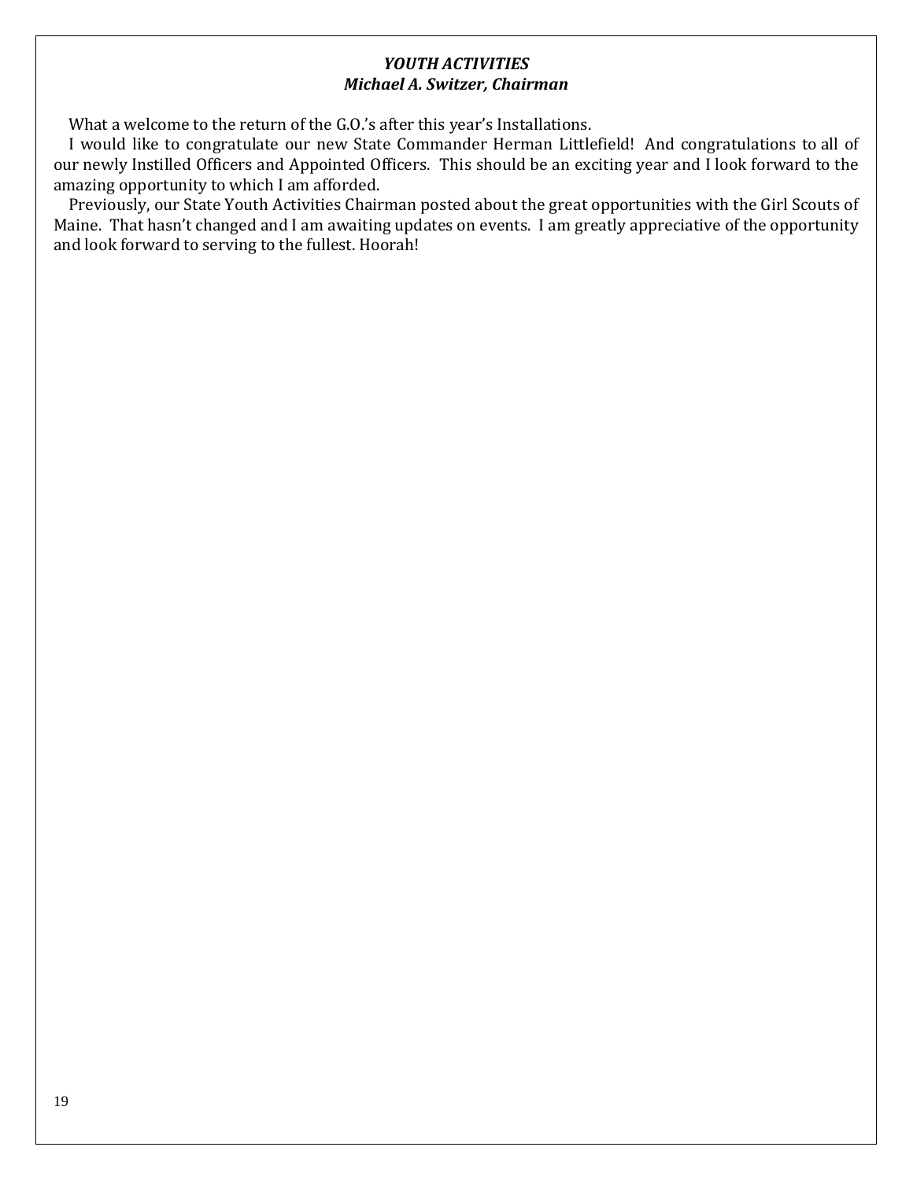### ***YOUTH ACTIVITIES***
### ***Michael A. Switzer, Chairman***

What a welcome to the return of the G.O.'s after this year's Installations.

I would like to congratulate our new State Commander Herman Littlefield! And congratulations to all of our newly Instilled Officers and Appointed Officers. This should be an exciting year and I look forward to the amazing opportunity to which I am afforded.

Previously, our State Youth Activities Chairman posted about the great opportunities with the Girl Scouts of Maine. That hasn't changed and I am awaiting updates on events. I am greatly appreciative of the opportunity and look forward to serving to the fullest. Hoorah!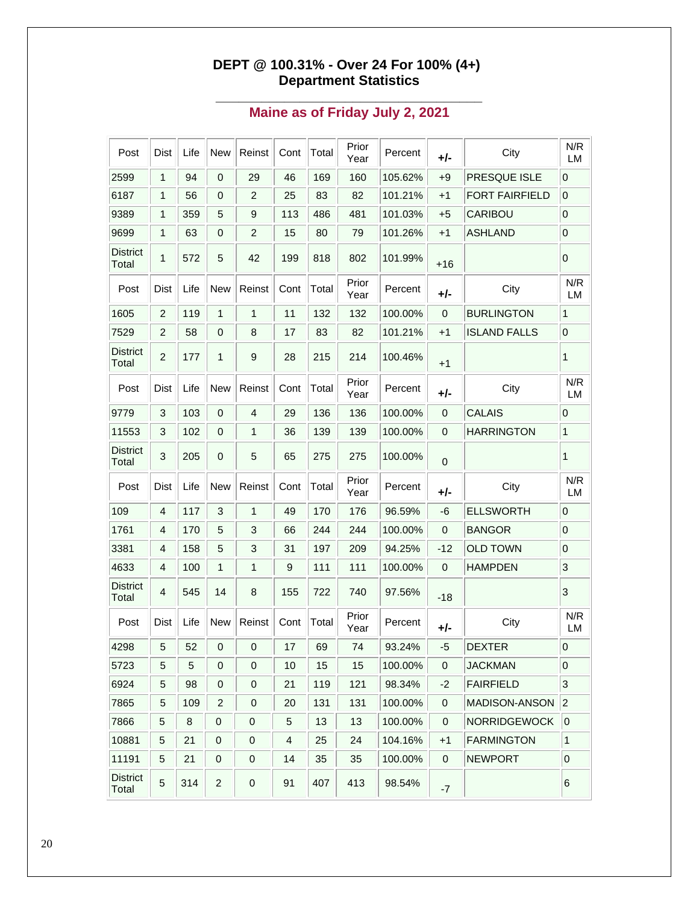### DEPT @ 100.31% - Over 24 For 100% (4+)
### Department Statistics

## Maine as of Friday July 2, 2021

| Post | Dist | Life | New | Reinst | Cont | Total | Prior Year | Percent | +/- | City | N/R LM |
|---|---|---|---|---|---|---|---|---|---|---|---|
| 2599 | 1 | 94 | 0 | 29 | 46 | 169 | 160 | 105.62% | +9 | PRESQUE ISLE | 0 |
| 6187 | 1 | 56 | 0 | 2 | 25 | 83 | 82 | 101.21% | +1 | FORT FAIRFIELD | 0 |
| 9389 | 1 | 359 | 5 | 9 | 113 | 486 | 481 | 101.03% | +5 | CARIBOU | 0 |
| 9699 | 1 | 63 | 0 | 2 | 15 | 80 | 79 | 101.26% | +1 | ASHLAND | 0 |
| District Total | 1 | 572 | 5 | 42 | 199 | 818 | 802 | 101.99% | +16 | | 0 |
| Post | Dist | Life | New | Reinst | Cont | Total | Prior Year | Percent | +/- | City | N/R LM |
| 1605 | 2 | 119 | 1 | 1 | 11 | 132 | 132 | 100.00% | 0 | BURLINGTON | 1 |
| 7529 | 2 | 58 | 0 | 8 | 17 | 83 | 82 | 101.21% | +1 | ISLAND FALLS | 0 |
| District Total | 2 | 177 | 1 | 9 | 28 | 215 | 214 | 100.46% | +1 | | 1 |
| Post | Dist | Life | New | Reinst | Cont | Total | Prior Year | Percent | +/- | City | N/R LM |
| 9779 | 3 | 103 | 0 | 4 | 29 | 136 | 136 | 100.00% | 0 | CALAIS | 0 |
| 11553 | 3 | 102 | 0 | 1 | 36 | 139 | 139 | 100.00% | 0 | HARRINGTON | 1 |
| District Total | 3 | 205 | 0 | 5 | 65 | 275 | 275 | 100.00% | 0 | | 1 |
| Post | Dist | Life | New | Reinst | Cont | Total | Prior Year | Percent | +/- | City | N/R LM |
| 109 | 4 | 117 | 3 | 1 | 49 | 170 | 176 | 96.59% | -6 | ELLSWORTH | 0 |
| 1761 | 4 | 170 | 5 | 3 | 66 | 244 | 244 | 100.00% | 0 | BANGOR | 0 |
| 3381 | 4 | 158 | 5 | 3 | 31 | 197 | 209 | 94.25% | -12 | OLD TOWN | 0 |
| 4633 | 4 | 100 | 1 | 1 | 9 | 111 | 111 | 100.00% | 0 | HAMPDEN | 3 |
| District Total | 4 | 545 | 14 | 8 | 155 | 722 | 740 | 97.56% | -18 | | 3 |
| Post | Dist | Life | New | Reinst | Cont | Total | Prior Year | Percent | +/- | City | N/R LM |
| 4298 | 5 | 52 | 0 | 0 | 17 | 69 | 74 | 93.24% | -5 | DEXTER | 0 |
| 5723 | 5 | 5 | 0 | 0 | 10 | 15 | 15 | 100.00% | 0 | JACKMAN | 0 |
| 6924 | 5 | 98 | 0 | 0 | 21 | 119 | 121 | 98.34% | -2 | FAIRFIELD | 3 |
| 7865 | 5 | 109 | 2 | 0 | 20 | 131 | 131 | 100.00% | 0 | MADISON-ANSON | 2 |
| 7866 | 5 | 8 | 0 | 0 | 5 | 13 | 13 | 100.00% | 0 | NORRIDGEWOCK | 0 |
| 10881 | 5 | 21 | 0 | 0 | 4 | 25 | 24 | 104.16% | +1 | FARMINGTON | 1 |
| 11191 | 5 | 21 | 0 | 0 | 14 | 35 | 35 | 100.00% | 0 | NEWPORT | 0 |
| District Total | 5 | 314 | 2 | 0 | 91 | 407 | 413 | 98.54% | -7 | | 6 |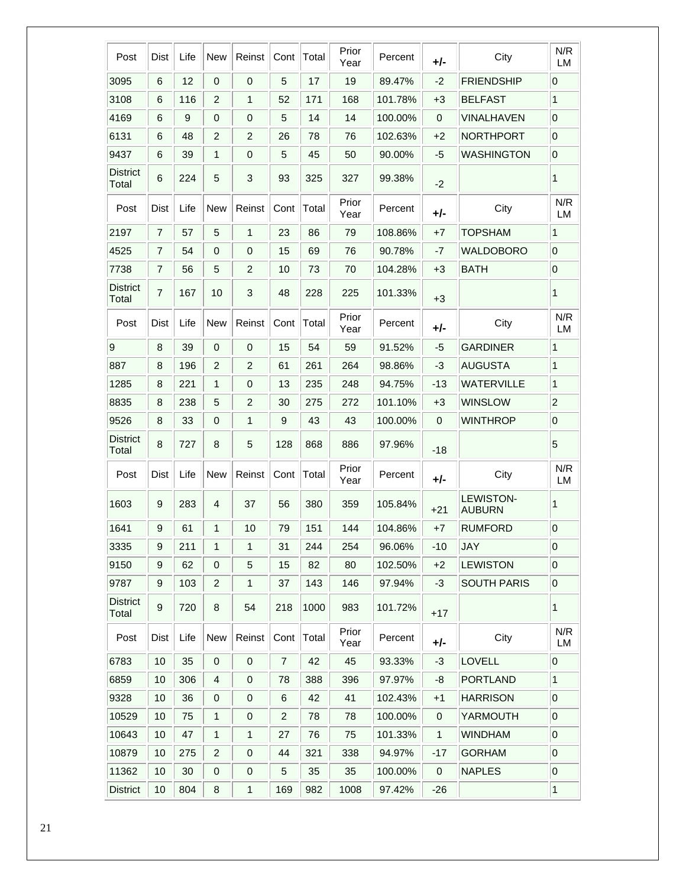| Post | Dist | Life | New | Reinst | Cont | Total | Prior Year | Percent | +/- | City | N/R LM |
|---|---|---|---|---|---|---|---|---|---|---|---|
| 3095 | 6 | 12 | 0 | 0 | 5 | 17 | 19 | 89.47% | -2 | FRIENDSHIP | 0 |
| 3108 | 6 | 116 | 2 | 1 | 52 | 171 | 168 | 101.78% | +3 | BELFAST | 1 |
| 4169 | 6 | 9 | 0 | 0 | 5 | 14 | 14 | 100.00% | 0 | VINALHAVEN | 0 |
| 6131 | 6 | 48 | 2 | 2 | 26 | 78 | 76 | 102.63% | +2 | NORTHPORT | 0 |
| 9437 | 6 | 39 | 1 | 0 | 5 | 45 | 50 | 90.00% | -5 | WASHINGTON | 0 |
| District Total | 6 | 224 | 5 | 3 | 93 | 325 | 327 | 99.38% | -2 | | 1 |
| Post | Dist | Life | New | Reinst | Cont | Total | Prior Year | Percent | +/- | City | N/R LM |
| 2197 | 7 | 57 | 5 | 1 | 23 | 86 | 79 | 108.86% | +7 | TOPSHAM | 1 |
| 4525 | 7 | 54 | 0 | 0 | 15 | 69 | 76 | 90.78% | -7 | WALDOBORO | 0 |
| 7738 | 7 | 56 | 5 | 2 | 10 | 73 | 70 | 104.28% | +3 | BATH | 0 |
| District Total | 7 | 167 | 10 | 3 | 48 | 228 | 225 | 101.33% | +3 | | 1 |
| Post | Dist | Life | New | Reinst | Cont | Total | Prior Year | Percent | +/- | City | N/R LM |
| 9 | 8 | 39 | 0 | 0 | 15 | 54 | 59 | 91.52% | -5 | GARDINER | 1 |
| 887 | 8 | 196 | 2 | 2 | 61 | 261 | 264 | 98.86% | -3 | AUGUSTA | 1 |
| 1285 | 8 | 221 | 1 | 0 | 13 | 235 | 248 | 94.75% | -13 | WATERVILLE | 1 |
| 8835 | 8 | 238 | 5 | 2 | 30 | 275 | 272 | 101.10% | +3 | WINSLOW | 2 |
| 9526 | 8 | 33 | 0 | 1 | 9 | 43 | 43 | 100.00% | 0 | WINTHROP | 0 |
| District Total | 8 | 727 | 8 | 5 | 128 | 868 | 886 | 97.96% | -18 | | 5 |
| Post | Dist | Life | New | Reinst | Cont | Total | Prior Year | Percent | +/- | City | N/R LM |
| 1603 | 9 | 283 | 4 | 37 | 56 | 380 | 359 | 105.84% | +21 | LEWISTON-AUBURN | 1 |
| 1641 | 9 | 61 | 1 | 10 | 79 | 151 | 144 | 104.86% | +7 | RUMFORD | 0 |
| 3335 | 9 | 211 | 1 | 1 | 31 | 244 | 254 | 96.06% | -10 | JAY | 0 |
| 9150 | 9 | 62 | 0 | 5 | 15 | 82 | 80 | 102.50% | +2 | LEWISTON | 0 |
| 9787 | 9 | 103 | 2 | 1 | 37 | 143 | 146 | 97.94% | -3 | SOUTH PARIS | 0 |
| District Total | 9 | 720 | 8 | 54 | 218 | 1000 | 983 | 101.72% | +17 | | 1 |
| Post | Dist | Life | New | Reinst | Cont | Total | Prior Year | Percent | +/- | City | N/R LM |
| 6783 | 10 | 35 | 0 | 0 | 7 | 42 | 45 | 93.33% | -3 | LOVELL | 0 |
| 6859 | 10 | 306 | 4 | 0 | 78 | 388 | 396 | 97.97% | -8 | PORTLAND | 1 |
| 9328 | 10 | 36 | 0 | 0 | 6 | 42 | 41 | 102.43% | +1 | HARRISON | 0 |
| 10529 | 10 | 75 | 1 | 0 | 2 | 78 | 78 | 100.00% | 0 | YARMOUTH | 0 |
| 10643 | 10 | 47 | 1 | 1 | 27 | 76 | 75 | 101.33% | 1 | WINDHAM | 0 |
| 10879 | 10 | 275 | 2 | 0 | 44 | 321 | 338 | 94.97% | -17 | GORHAM | 0 |
| 11362 | 10 | 30 | 0 | 0 | 5 | 35 | 35 | 100.00% | 0 | NAPLES | 0 |
| District | 10 | 804 | 8 | 1 | 169 | 982 | 1008 | 97.42% | -26 | | 1 |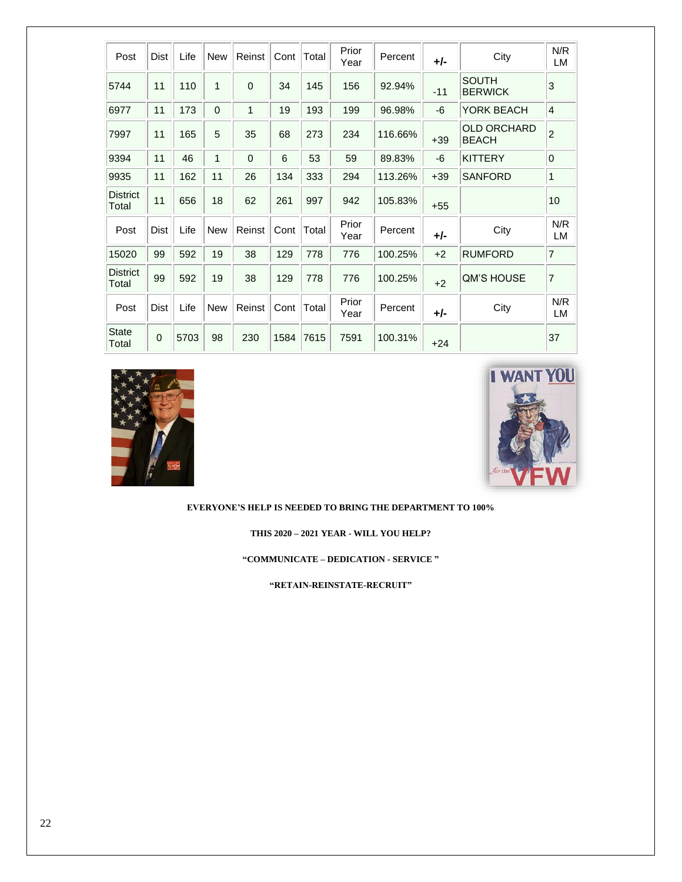| Post | Dist | Life | New | Reinst | Cont | Total | Prior Year | Percent | +/- | City | N/R LM |
|---|---|---|---|---|---|---|---|---|---|---|---|
| 5744 | 11 | 110 | 1 | 0 | 34 | 145 | 156 | 92.94% | -11 | SOUTH BERWICK | 3 |
| 6977 | 11 | 173 | 0 | 1 | 19 | 193 | 199 | 96.98% | -6 | YORK BEACH | 4 |
| 7997 | 11 | 165 | 5 | 35 | 68 | 273 | 234 | 116.66% | +39 | OLD ORCHARD BEACH | 2 |
| 9394 | 11 | 46 | 1 | 0 | 6 | 53 | 59 | 89.83% | -6 | KITTERY | 0 |
| 9935 | 11 | 162 | 11 | 26 | 134 | 333 | 294 | 113.26% | +39 | SANFORD | 1 |
| District Total | 11 | 656 | 18 | 62 | 261 | 997 | 942 | 105.83% | +55 | | 10 |
| Post | Dist | Life | New | Reinst | Cont | Total | Prior Year | Percent | +/- | City | N/R LM |
| 15020 | 99 | 592 | 19 | 38 | 129 | 778 | 776 | 100.25% | +2 | RUMFORD | 7 |
| District Total | 99 | 592 | 19 | 38 | 129 | 778 | 776 | 100.25% | +2 | QM'S HOUSE | 7 |
| Post | Dist | Life | New | Reinst | Cont | Total | Prior Year | Percent | +/- | City | N/R LM |
| State Total | 0 | 5703 | 98 | 230 | 1584 | 7615 | 7591 | 100.31% | +24 | | 37 |

**EVERYONE'S HELP IS NEEDED TO BRING THE DEPARTMENT TO 100%**

**THIS 2020 – 2021 YEAR - WILL YOU HELP?**

**"COMMUNICATE – DEDICATION - SERVICE "**

**"RETAIN-REINSTATE-RECRUIT"**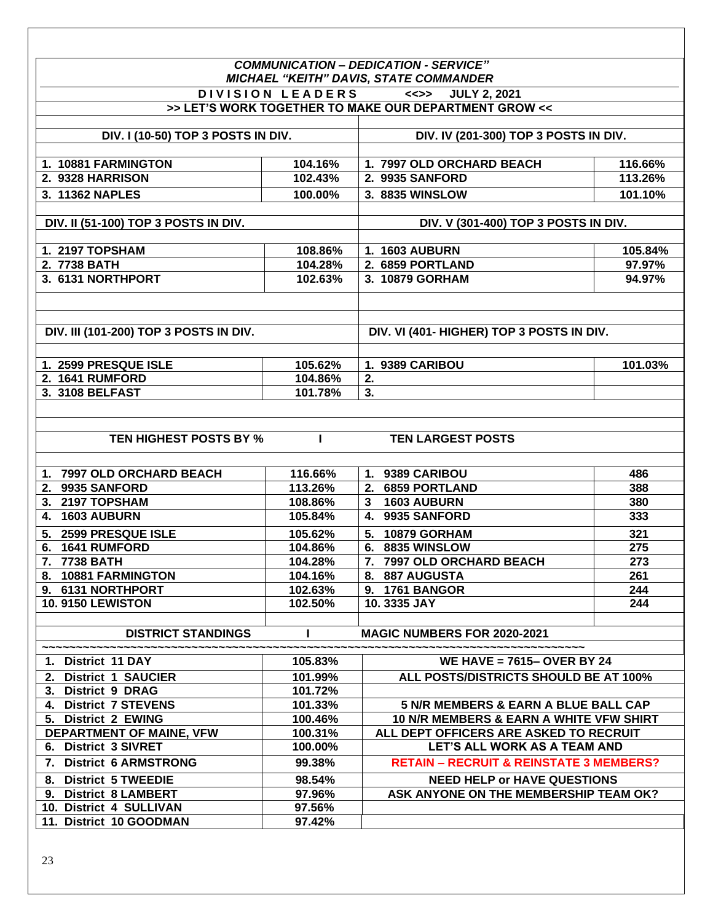***COMMUNICATION – DEDICATION - SERVICE"***

***MICHAEL "KEITH" DAVIS, STATE COMMANDER***

**DIVISION LEADERS <<>> JULY 2, 2021**

**>> LET'S WORK TOGETHER TO MAKE OUR DEPARTMENT GROW <<**

| DIV. I (10-50) TOP 3 POSTS IN DIV. | | DIV. IV (201-300) TOP 3 POSTS IN DIV. | |
|---|---|---|---|
| 1. 10881 FARMINGTON | 104.16% | 1. 7997 OLD ORCHARD BEACH | 116.66% |
| 2. 9328 HARRISON | 102.43% | 2. 9935 SANFORD | 113.26% |
| 3. 11362 NAPLES | 100.00% | 3. 8835 WINSLOW | 101.10% |

| DIV. II (51-100) TOP 3 POSTS IN DIV. | | DIV. V (301-400) TOP 3 POSTS IN DIV. | |
|---|---|---|---|
| 1. 2197 TOPSHAM | 108.86% | 1. 1603 AUBURN | 105.84% |
| 2. 7738 BATH | 104.28% | 2. 6859 PORTLAND | 97.97% |
| 3. 6131 NORTHPORT | 102.63% | 3. 10879 GORHAM | 94.97% |

| DIV. III (101-200) TOP 3 POSTS IN DIV. | | DIV. VI (401- HIGHER) TOP 3 POSTS IN DIV. | |
|---|---|---|---|
| 1. 2599 PRESQUE ISLE | 105.62% | 1. 9389 CARIBOU | 101.03% |
| 2. 1641 RUMFORD | 104.86% | 2. | |
| 3. 3108 BELFAST | 101.78% | 3. | |

| TEN HIGHEST POSTS BY % | | TEN LARGEST POSTS | |
|---|---|---|---|
| 1. 7997 OLD ORCHARD BEACH | 116.66% | 1. 9389 CARIBOU | 486 |
| 2. 9935 SANFORD | 113.26% | 2. 6859 PORTLAND | 388 |
| 3. 2197 TOPSHAM | 108.86% | 3 1603 AUBURN | 380 |
| 4. 1603 AUBURN | 105.84% | 4. 9935 SANFORD | 333 |
| 5. 2599 PRESQUE ISLE | 105.62% | 5. 10879 GORHAM | 321 |
| 6. 1641 RUMFORD | 104.86% | 6. 8835 WINSLOW | 275 |
| 7. 7738 BATH | 104.28% | 7. 7997 OLD ORCHARD BEACH | 273 |
| 8. 10881 FARMINGTON | 104.16% | 8. 887 AUGUSTA | 261 |
| 9. 6131 NORTHPORT | 102.63% | 9. 1761 BANGOR | 244 |
| 10. 9150 LEWISTON | 102.50% | 10. 3335 JAY | 244 |

| DISTRICT STANDINGS | | MAGIC NUMBERS FOR 2020-2021 |
|---|---|---|
| 1. District 11 DAY | 105.83% | WE HAVE = 7615– OVER BY 24 |
| 2. District 1 SAUCIER | 101.99% | ALL POSTS/DISTRICTS SHOULD BE AT 100% |
| 3. District 9 DRAG | 101.72% | |
| 4. District 7 STEVENS | 101.33% | 5 N/R MEMBERS & EARN A BLUE BALL CAP |
| 5. District 2 EWING | 100.46% | 10 N/R MEMBERS & EARN A WHITE VFW SHIRT |
| DEPARTMENT OF MAINE, VFW | 100.31% | ALL DEPT OFFICERS ARE ASKED TO RECRUIT |
| 6. District 3 SIVRET | 100.00% | LET'S ALL WORK AS A TEAM AND |
| 7. District 6 ARMSTRONG | 99.38% | RETAIN – RECRUIT & REINSTATE 3 MEMBERS? |
| 8. District 5 TWEEDIE | 98.54% | NEED HELP or HAVE QUESTIONS |
| 9. District 8 LAMBERT | 97.96% | ASK ANYONE ON THE MEMBERSHIP TEAM OK? |
| 10. District 4 SULLIVAN | 97.56% | |
| 11. District 10 GOODMAN | 97.42% | |